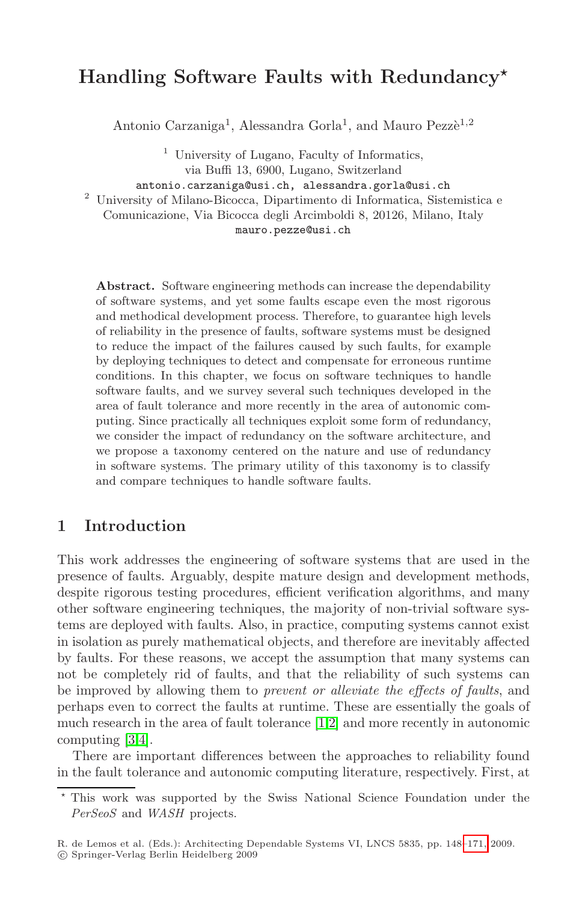# Handling Software Faults with Redundancy*

Antonio Carzaniga[1], Alessandra Gorla[1], and Mauro Pezzè[1,2]

[1] University of Lugano, Faculty of Informatics, via Buffi 13, 6900, Lugano, Switzerland
antonio.carzaniga@usi.ch, alessandra.gorla@usi.ch

[2] University of Milano-Bicocca, Dipartimento di Informatica, Sistemistica e Comunicazione, Via Bicocca degli Arcimboldi 8, 20126, Milano, Italy
mauro.pezze@usi.ch

**Abstract.** Software engineering methods can increase the dependability of software systems, and yet some faults escape even the most rigorous and methodical development process. Therefore, to guarantee high levels of reliability in the presence of faults, software systems must be designed to reduce the impact of the failures caused by such faults, for example by deploying techniques to detect and compensate for erroneous runtime conditions. In this chapter, we focus on software techniques to handle software faults, and we survey several such techniques developed in the area of fault tolerance and more recently in the area of autonomic computing. Since practically all techniques exploit some form of redundancy, we consider the impact of redundancy on the software architecture, and we propose a taxonomy centered on the nature and use of redundancy in software systems. The primary utility of this taxonomy is to classify and compare techniques to handle software faults.

## 1 Introduction

This work addresses the engineering of software systems that are used in the presence of faults. Arguably, despite mature design and development methods, despite rigorous testing procedures, efficient verification algorithms, and many other software engineering techniques, the majority of non-trivial software systems are deployed with faults. Also, in practice, computing systems cannot exist in isolation as purely mathematical objects, and therefore are inevitably affected by faults. For these reasons, we accept the assumption that many systems can not be completely rid of faults, and that the reliability of such systems can be improved by allowing them to *prevent or alleviate the effects of faults*, and perhaps even to correct the faults at runtime. These are essentially the goals of much research in the area of fault tolerance [1,2] and more recently in autonomic computing [3,4].

There are important differences between the approaches to reliability found in the fault tolerance and autonomic computing literature, respectively. First, at

* This work was supported by the Swiss National Science Foundation under the *PerSeoS* and *WASH* projects.

R. de Lemos et al. (Eds.): Architecting Dependable Systems VI, LNCS 5835, pp. 148–171, 2009.
© Springer-Verlag Berlin Heidelberg 2009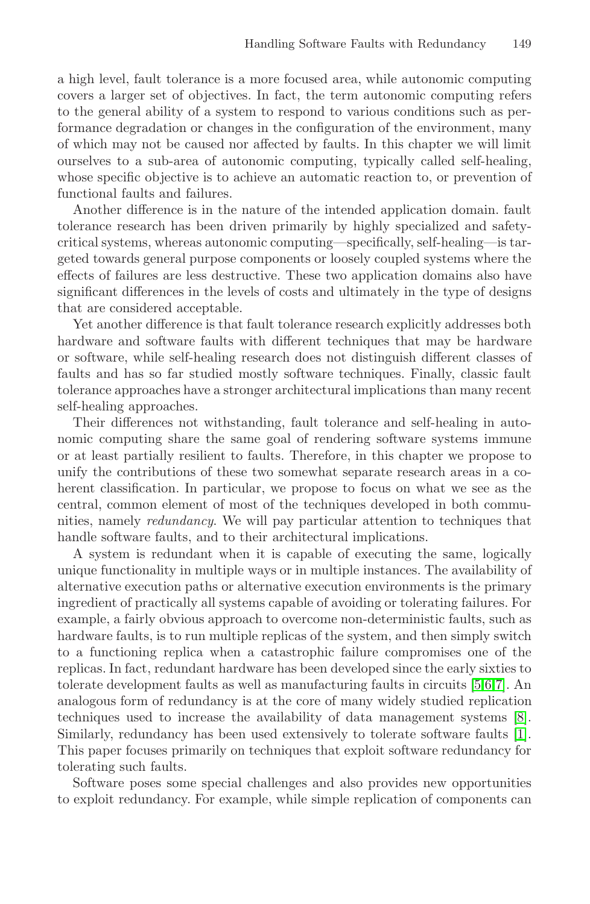a high level, fault tolerance is a more focused area, while autonomic computing covers a larger set of objectives. In fact, the term autonomic computing refers to the general ability of a system to respond to various conditions such as performance degradation or changes in the configuration of the environment, many of which may not be caused nor affected by faults. In this chapter we will limit ourselves to a sub-area of autonomic computing, typically called self-healing, whose specific objective is to achieve an automatic reaction to, or prevention of functional faults and failures.

Another difference is in the nature of the intended application domain. fault tolerance research has been driven primarily by highly specialized and safety-critical systems, whereas autonomic computing—specifically, self-healing—is targeted towards general purpose components or loosely coupled systems where the effects of failures are less destructive. These two application domains also have significant differences in the levels of costs and ultimately in the type of designs that are considered acceptable.

Yet another difference is that fault tolerance research explicitly addresses both hardware and software faults with different techniques that may be hardware or software, while self-healing research does not distinguish different classes of faults and has so far studied mostly software techniques. Finally, classic fault tolerance approaches have a stronger architectural implications than many recent self-healing approaches.

Their differences not withstanding, fault tolerance and self-healing in autonomic computing share the same goal of rendering software systems immune or at least partially resilient to faults. Therefore, in this chapter we propose to unify the contributions of these two somewhat separate research areas in a coherent classification. In particular, we propose to focus on what we see as the central, common element of most of the techniques developed in both communities, namely *redundancy*. We will pay particular attention to techniques that handle software faults, and to their architectural implications.

A system is redundant when it is capable of executing the same, logically unique functionality in multiple ways or in multiple instances. The availability of alternative execution paths or alternative execution environments is the primary ingredient of practically all systems capable of avoiding or tolerating failures. For example, a fairly obvious approach to overcome non-deterministic faults, such as hardware faults, is to run multiple replicas of the system, and then simply switch to a functioning replica when a catastrophic failure compromises one of the replicas. In fact, redundant hardware has been developed since the early sixties to tolerate development faults as well as manufacturing faults in circuits [5,6,7]. An analogous form of redundancy is at the core of many widely studied replication techniques used to increase the availability of data management systems [8]. Similarly, redundancy has been used extensively to tolerate software faults [1]. This paper focuses primarily on techniques that exploit software redundancy for tolerating such faults.

Software poses some special challenges and also provides new opportunities to exploit redundancy. For example, while simple replication of components can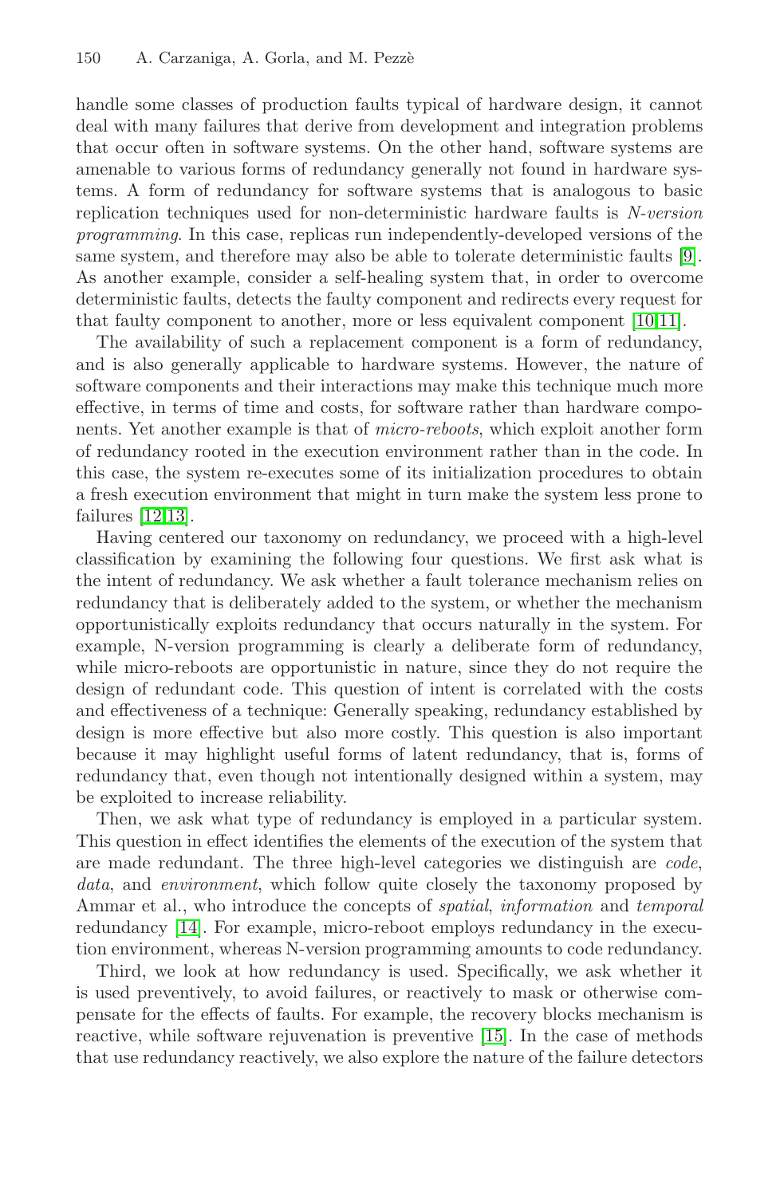handle some classes of production faults typical of hardware design, it cannot deal with many failures that derive from development and integration problems that occur often in software systems. On the other hand, software systems are amenable to various forms of redundancy generally not found in hardware systems. A form of redundancy for software systems that is analogous to basic replication techniques used for non-deterministic hardware faults is *N-version programming*. In this case, replicas run independently-developed versions of the same system, and therefore may also be able to tolerate deterministic faults [9]. As another example, consider a self-healing system that, in order to overcome deterministic faults, detects the faulty component and redirects every request for that faulty component to another, more or less equivalent component [10,11].

The availability of such a replacement component is a form of redundancy, and is also generally applicable to hardware systems. However, the nature of software components and their interactions may make this technique much more effective, in terms of time and costs, for software rather than hardware components. Yet another example is that of *micro-reboots*, which exploit another form of redundancy rooted in the execution environment rather than in the code. In this case, the system re-executes some of its initialization procedures to obtain a fresh execution environment that might in turn make the system less prone to failures [12,13].

Having centered our taxonomy on redundancy, we proceed with a high-level classification by examining the following four questions. We first ask what is the intent of redundancy. We ask whether a fault tolerance mechanism relies on redundancy that is deliberately added to the system, or whether the mechanism opportunistically exploits redundancy that occurs naturally in the system. For example, N-version programming is clearly a deliberate form of redundancy, while micro-reboots are opportunistic in nature, since they do not require the design of redundant code. This question of intent is correlated with the costs and effectiveness of a technique: Generally speaking, redundancy established by design is more effective but also more costly. This question is also important because it may highlight useful forms of latent redundancy, that is, forms of redundancy that, even though not intentionally designed within a system, may be exploited to increase reliability.

Then, we ask what type of redundancy is employed in a particular system. This question in effect identifies the elements of the execution of the system that are made redundant. The three high-level categories we distinguish are *code*, *data*, and *environment*, which follow quite closely the taxonomy proposed by Ammar et al., who introduce the concepts of *spatial*, *information* and *temporal* redundancy [14]. For example, micro-reboot employs redundancy in the execution environment, whereas N-version programming amounts to code redundancy.

Third, we look at how redundancy is used. Specifically, we ask whether it is used preventively, to avoid failures, or reactively to mask or otherwise compensate for the effects of faults. For example, the recovery blocks mechanism is reactive, while software rejuvenation is preventive [15]. In the case of methods that use redundancy reactively, we also explore the nature of the failure detectors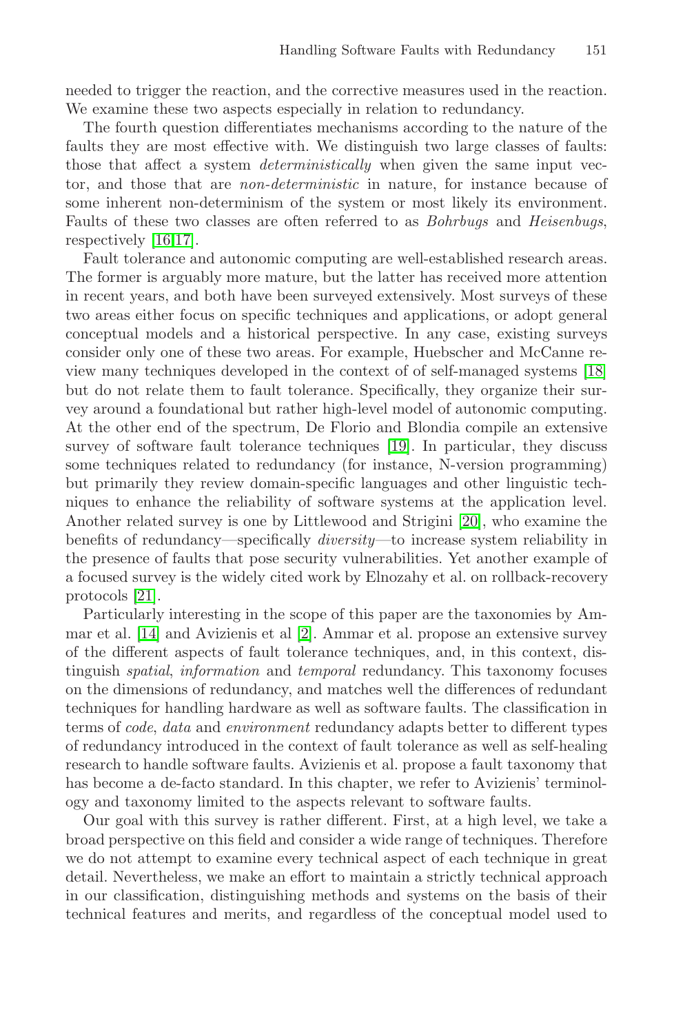needed to trigger the reaction, and the corrective measures used in the reaction. We examine these two aspects especially in relation to redundancy.

The fourth question differentiates mechanisms according to the nature of the faults they are most effective with. We distinguish two large classes of faults: those that affect a system *deterministically* when given the same input vector, and those that are *non-deterministic* in nature, for instance because of some inherent non-determinism of the system or most likely its environment. Faults of these two classes are often referred to as *Bohrbugs* and *Heisenbugs*, respectively [16,17].

Fault tolerance and autonomic computing are well-established research areas. The former is arguably more mature, but the latter has received more attention in recent years, and both have been surveyed extensively. Most surveys of these two areas either focus on specific techniques and applications, or adopt general conceptual models and a historical perspective. In any case, existing surveys consider only one of these two areas. For example, Huebscher and McCanne review many techniques developed in the context of of self-managed systems [18] but do not relate them to fault tolerance. Specifically, they organize their survey around a foundational but rather high-level model of autonomic computing. At the other end of the spectrum, De Florio and Blondia compile an extensive survey of software fault tolerance techniques [19]. In particular, they discuss some techniques related to redundancy (for instance, N-version programming) but primarily they review domain-specific languages and other linguistic techniques to enhance the reliability of software systems at the application level. Another related survey is one by Littlewood and Strigini [20], who examine the benefits of redundancy—specifically *diversity*—to increase system reliability in the presence of faults that pose security vulnerabilities. Yet another example of a focused survey is the widely cited work by Elnozahy et al. on rollback-recovery protocols [21].

Particularly interesting in the scope of this paper are the taxonomies by Ammar et al. [14] and Avizienis et al [2]. Ammar et al. propose an extensive survey of the different aspects of fault tolerance techniques, and, in this context, distinguish *spatial*, *information* and *temporal* redundancy. This taxonomy focuses on the dimensions of redundancy, and matches well the differences of redundant techniques for handling hardware as well as software faults. The classification in terms of *code*, *data* and *environment* redundancy adapts better to different types of redundancy introduced in the context of fault tolerance as well as self-healing research to handle software faults. Avizienis et al. propose a fault taxonomy that has become a de-facto standard. In this chapter, we refer to Avizienis' terminology and taxonomy limited to the aspects relevant to software faults.

Our goal with this survey is rather different. First, at a high level, we take a broad perspective on this field and consider a wide range of techniques. Therefore we do not attempt to examine every technical aspect of each technique in great detail. Nevertheless, we make an effort to maintain a strictly technical approach in our classification, distinguishing methods and systems on the basis of their technical features and merits, and regardless of the conceptual model used to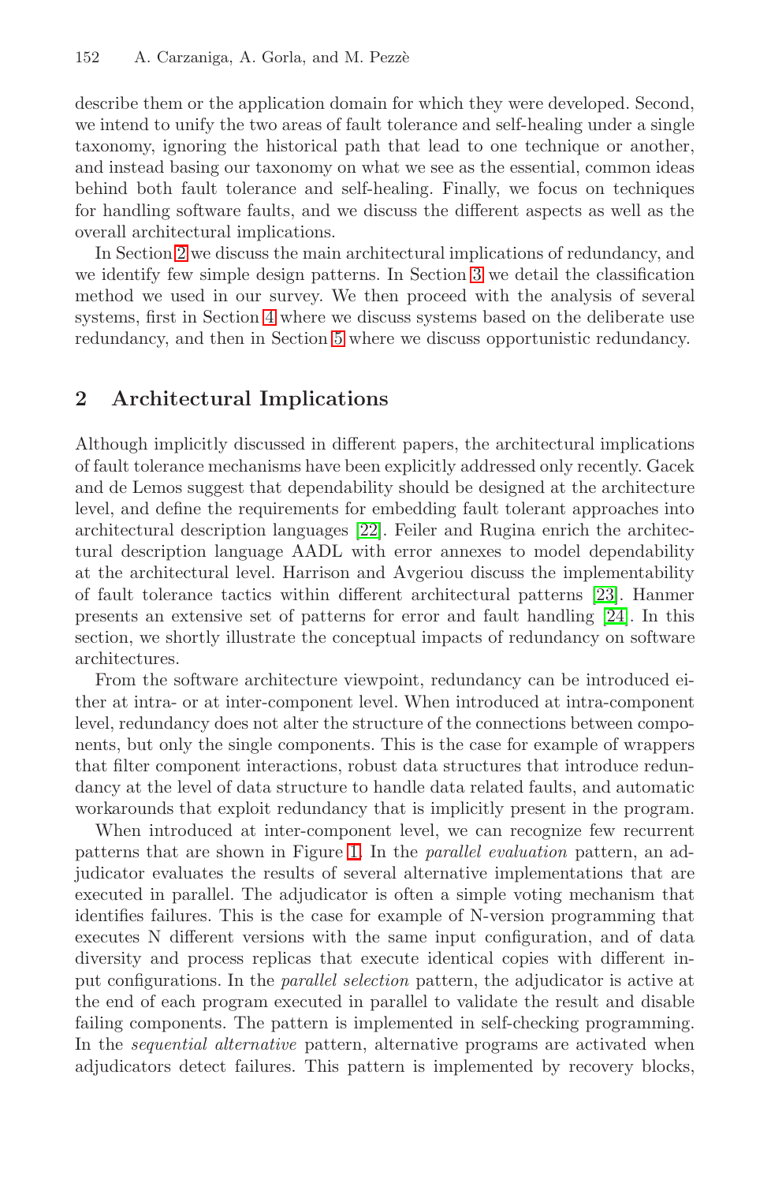describe them or the application domain for which they were developed. Second, we intend to unify the two areas of fault tolerance and self-healing under a single taxonomy, ignoring the historical path that lead to one technique or another, and instead basing our taxonomy on what we see as the essential, common ideas behind both fault tolerance and self-healing. Finally, we focus on techniques for handling software faults, and we discuss the different aspects as well as the overall architectural implications.

In Section 2 we discuss the main architectural implications of redundancy, and we identify few simple design patterns. In Section 3 we detail the classification method we used in our survey. We then proceed with the analysis of several systems, first in Section 4 where we discuss systems based on the deliberate use redundancy, and then in Section 5 where we discuss opportunistic redundancy.

## 2 Architectural Implications

Although implicitly discussed in different papers, the architectural implications of fault tolerance mechanisms have been explicitly addressed only recently. Gacek and de Lemos suggest that dependability should be designed at the architecture level, and define the requirements for embedding fault tolerant approaches into architectural description languages [22]. Feiler and Rugina enrich the architectural description language AADL with error annexes to model dependability at the architectural level. Harrison and Avgeriou discuss the implementability of fault tolerance tactics within different architectural patterns [23]. Hanmer presents an extensive set of patterns for error and fault handling [24]. In this section, we shortly illustrate the conceptual impacts of redundancy on software architectures.

From the software architecture viewpoint, redundancy can be introduced either at intra- or at inter-component level. When introduced at intra-component level, redundancy does not alter the structure of the connections between components, but only the single components. This is the case for example of wrappers that filter component interactions, robust data structures that introduce redundancy at the level of data structure to handle data related faults, and automatic workarounds that exploit redundancy that is implicitly present in the program.

When introduced at inter-component level, we can recognize few recurrent patterns that are shown in Figure 1. In the *parallel evaluation* pattern, an adjudicator evaluates the results of several alternative implementations that are executed in parallel. The adjudicator is often a simple voting mechanism that identifies failures. This is the case for example of N-version programming that executes N different versions with the same input configuration, and of data diversity and process replicas that execute identical copies with different input configurations. In the *parallel selection* pattern, the adjudicator is active at the end of each program executed in parallel to validate the result and disable failing components. The pattern is implemented in self-checking programming. In the *sequential alternative* pattern, alternative programs are activated when adjudicators detect failures. This pattern is implemented by recovery blocks,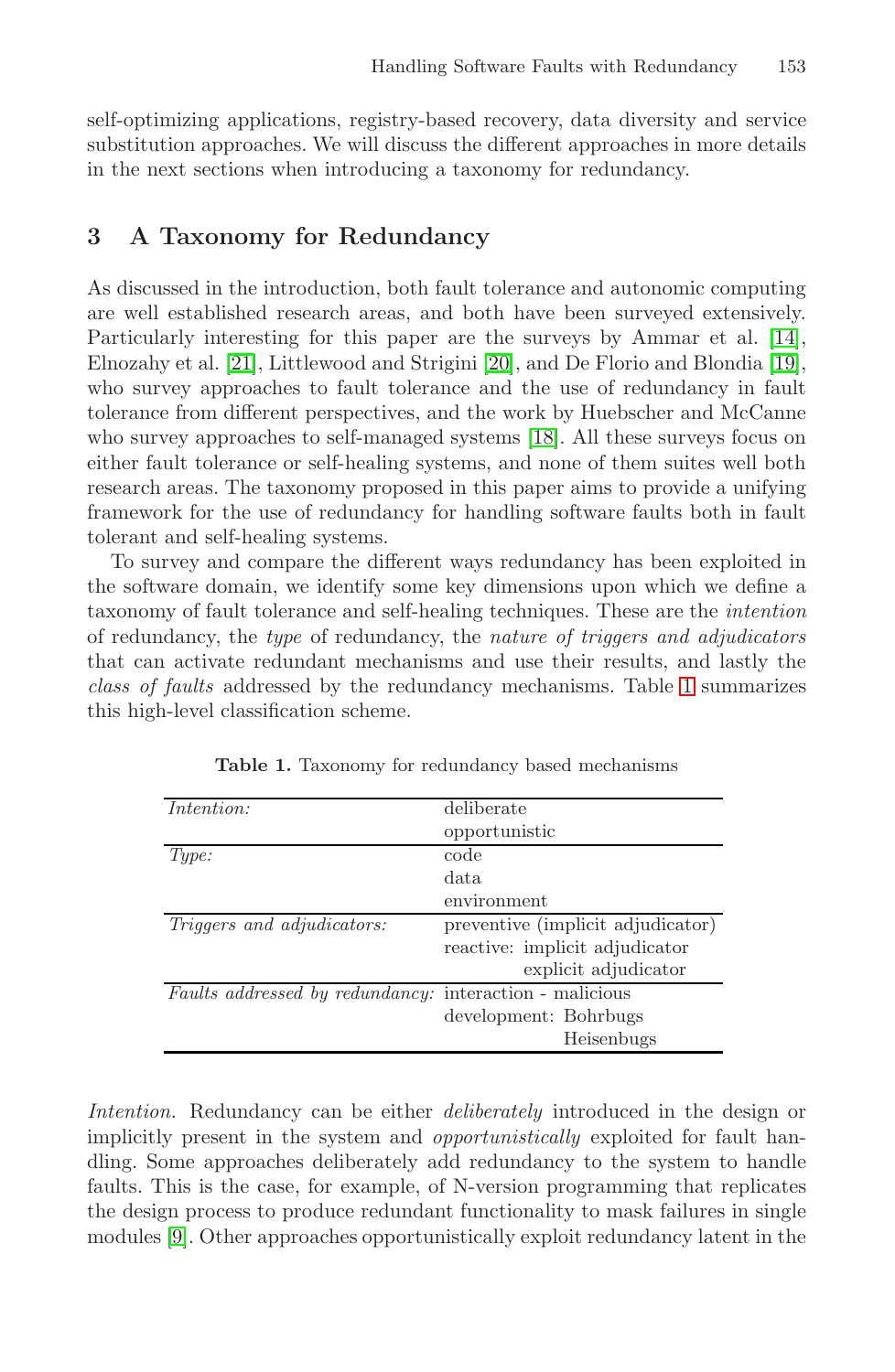self-optimizing applications, registry-based recovery, data diversity and service substitution approaches. We will discuss the different approaches in more details in the next sections when introducing a taxonomy for redundancy.

## 3 A Taxonomy for Redundancy

As discussed in the introduction, both fault tolerance and autonomic computing are well established research areas, and both have been surveyed extensively. Particularly interesting for this paper are the surveys by Ammar et al. [14], Elnozahy et al. [21], Littlewood and Strigini [20], and De Florio and Blondia [19], who survey approaches to fault tolerance and the use of redundancy in fault tolerance from different perspectives, and the work by Huebscher and McCanne who survey approaches to self-managed systems [18]. All these surveys focus on either fault tolerance or self-healing systems, and none of them suites well both research areas. The taxonomy proposed in this paper aims to provide a unifying framework for the use of redundancy for handling software faults both in fault tolerant and self-healing systems.

To survey and compare the different ways redundancy has been exploited in the software domain, we identify some key dimensions upon which we define a taxonomy of fault tolerance and self-healing techniques. These are the *intention* of redundancy, the *type* of redundancy, the *nature of triggers and adjudicators* that can activate redundant mechanisms and use their results, and lastly the *class of faults* addressed by the redundancy mechanisms. Table 1 summarizes this high-level classification scheme.

**Table 1.** Taxonomy for redundancy based mechanisms

| | |
|---|---|
| *Intention:* | deliberate |
| | opportunistic |
| *Type:* | code |
| | data |
| | environment |
| *Triggers and adjudicators:* | preventive (implicit adjudicator) |
| | reactive: implicit adjudicator |
| | explicit adjudicator |
| *Faults addressed by redundancy:* | interaction - malicious |
| | development: Bohrbugs |
| | Heisenbugs |

*Intention.* Redundancy can be either *deliberately* introduced in the design or implicitly present in the system and *opportunistically* exploited for fault handling. Some approaches deliberately add redundancy to the system to handle faults. This is the case, for example, of N-version programming that replicates the design process to produce redundant functionality to mask failures in single modules [9]. Other approaches opportunistically exploit redundancy latent in the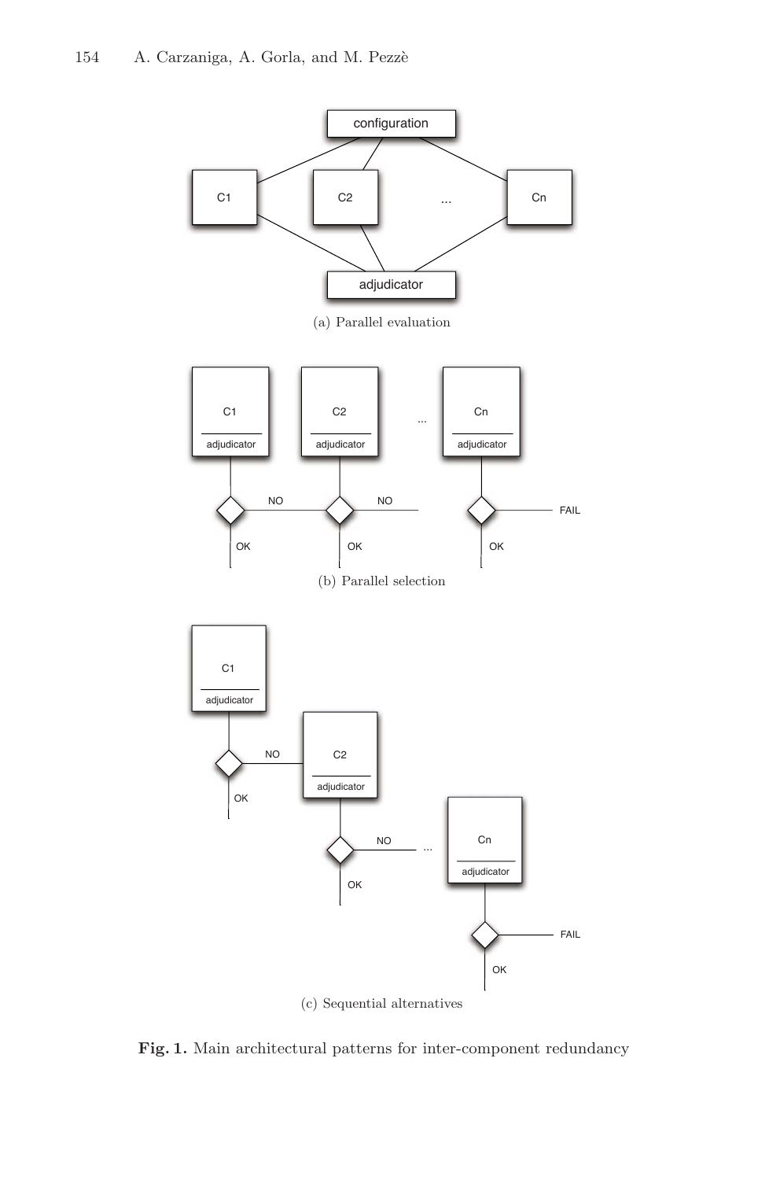(a) Parallel evaluation

(b) Parallel selection

(c) Sequential alternatives

**Fig. 1.** Main architectural patterns for inter-component redundancy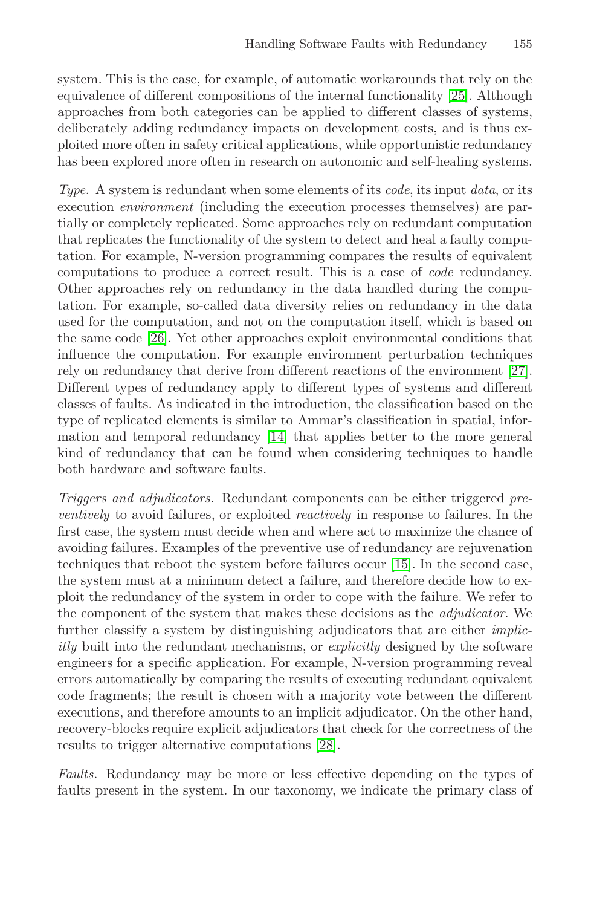system. This is the case, for example, of automatic workarounds that rely on the equivalence of different compositions of the internal functionality [25]. Although approaches from both categories can be applied to different classes of systems, deliberately adding redundancy impacts on development costs, and is thus exploited more often in safety critical applications, while opportunistic redundancy has been explored more often in research on autonomic and self-healing systems.

*Type.* A system is redundant when some elements of its *code*, its input *data*, or its execution *environment* (including the execution processes themselves) are partially or completely replicated. Some approaches rely on redundant computation that replicates the functionality of the system to detect and heal a faulty computation. For example, N-version programming compares the results of equivalent computations to produce a correct result. This is a case of *code* redundancy. Other approaches rely on redundancy in the data handled during the computation. For example, so-called data diversity relies on redundancy in the data used for the computation, and not on the computation itself, which is based on the same code [26]. Yet other approaches exploit environmental conditions that influence the computation. For example environment perturbation techniques rely on redundancy that derive from different reactions of the environment [27]. Different types of redundancy apply to different types of systems and different classes of faults. As indicated in the introduction, the classification based on the type of replicated elements is similar to Ammar's classification in spatial, information and temporal redundancy [14] that applies better to the more general kind of redundancy that can be found when considering techniques to handle both hardware and software faults.

*Triggers and adjudicators.* Redundant components can be either triggered *preventively* to avoid failures, or exploited *reactively* in response to failures. In the first case, the system must decide when and where act to maximize the chance of avoiding failures. Examples of the preventive use of redundancy are rejuvenation techniques that reboot the system before failures occur [15]. In the second case, the system must at a minimum detect a failure, and therefore decide how to exploit the redundancy of the system in order to cope with the failure. We refer to the component of the system that makes these decisions as the *adjudicator*. We further classify a system by distinguishing adjudicators that are either *implicitly* built into the redundant mechanisms, or *explicitly* designed by the software engineers for a specific application. For example, N-version programming reveal errors automatically by comparing the results of executing redundant equivalent code fragments; the result is chosen with a majority vote between the different executions, and therefore amounts to an implicit adjudicator. On the other hand, recovery-blocks require explicit adjudicators that check for the correctness of the results to trigger alternative computations [28].

*Faults.* Redundancy may be more or less effective depending on the types of faults present in the system. In our taxonomy, we indicate the primary class of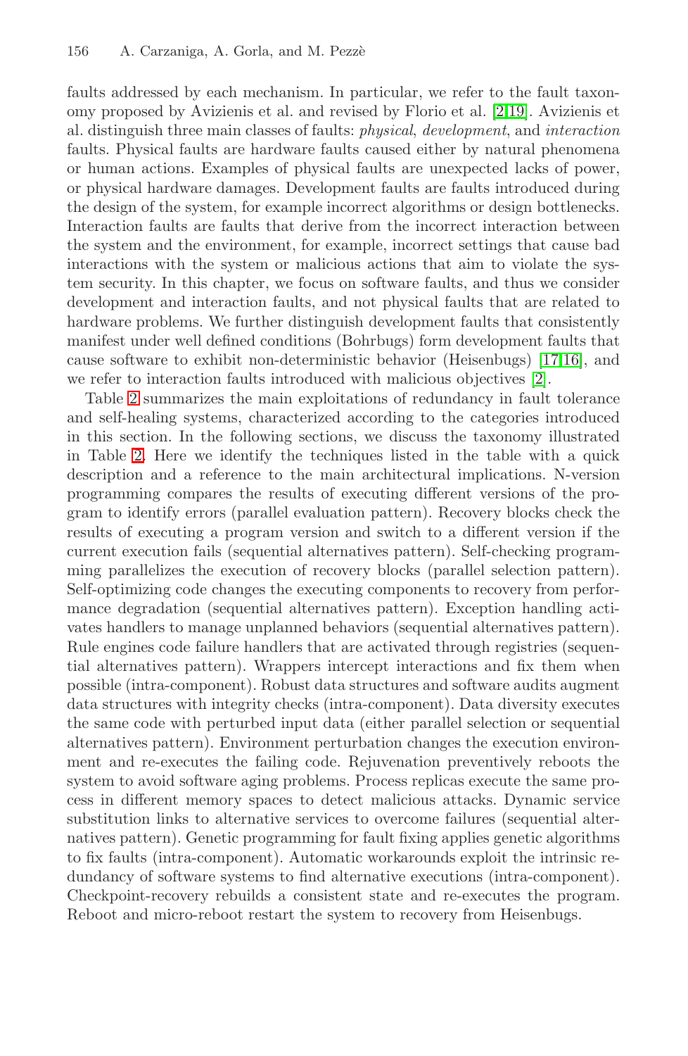faults addressed by each mechanism. In particular, we refer to the fault taxonomy proposed by Avizienis et al. and revised by Florio et al. [2,19]. Avizienis et al. distinguish three main classes of faults: *physical*, *development*, and *interaction* faults. Physical faults are hardware faults caused either by natural phenomena or human actions. Examples of physical faults are unexpected lacks of power, or physical hardware damages. Development faults are faults introduced during the design of the system, for example incorrect algorithms or design bottlenecks. Interaction faults are faults that derive from the incorrect interaction between the system and the environment, for example, incorrect settings that cause bad interactions with the system or malicious actions that aim to violate the system security. In this chapter, we focus on software faults, and thus we consider development and interaction faults, and not physical faults that are related to hardware problems. We further distinguish development faults that consistently manifest under well defined conditions (Bohrbugs) form development faults that cause software to exhibit non-deterministic behavior (Heisenbugs) [17,16], and we refer to interaction faults introduced with malicious objectives [2].

Table 2 summarizes the main exploitations of redundancy in fault tolerance and self-healing systems, characterized according to the categories introduced in this section. In the following sections, we discuss the taxonomy illustrated in Table 2. Here we identify the techniques listed in the table with a quick description and a reference to the main architectural implications. N-version programming compares the results of executing different versions of the program to identify errors (parallel evaluation pattern). Recovery blocks check the results of executing a program version and switch to a different version if the current execution fails (sequential alternatives pattern). Self-checking programming parallelizes the execution of recovery blocks (parallel selection pattern). Self-optimizing code changes the executing components to recovery from performance degradation (sequential alternatives pattern). Exception handling activates handlers to manage unplanned behaviors (sequential alternatives pattern). Rule engines code failure handlers that are activated through registries (sequential alternatives pattern). Wrappers intercept interactions and fix them when possible (intra-component). Robust data structures and software audits augment data structures with integrity checks (intra-component). Data diversity executes the same code with perturbed input data (either parallel selection or sequential alternatives pattern). Environment perturbation changes the execution environment and re-executes the failing code. Rejuvenation preventively reboots the system to avoid software aging problems. Process replicas execute the same process in different memory spaces to detect malicious attacks. Dynamic service substitution links to alternative services to overcome failures (sequential alternatives pattern). Genetic programming for fault fixing applies genetic algorithms to fix faults (intra-component). Automatic workarounds exploit the intrinsic redundancy of software systems to find alternative executions (intra-component). Checkpoint-recovery rebuilds a consistent state and re-executes the program. Reboot and micro-reboot restart the system to recovery from Heisenbugs.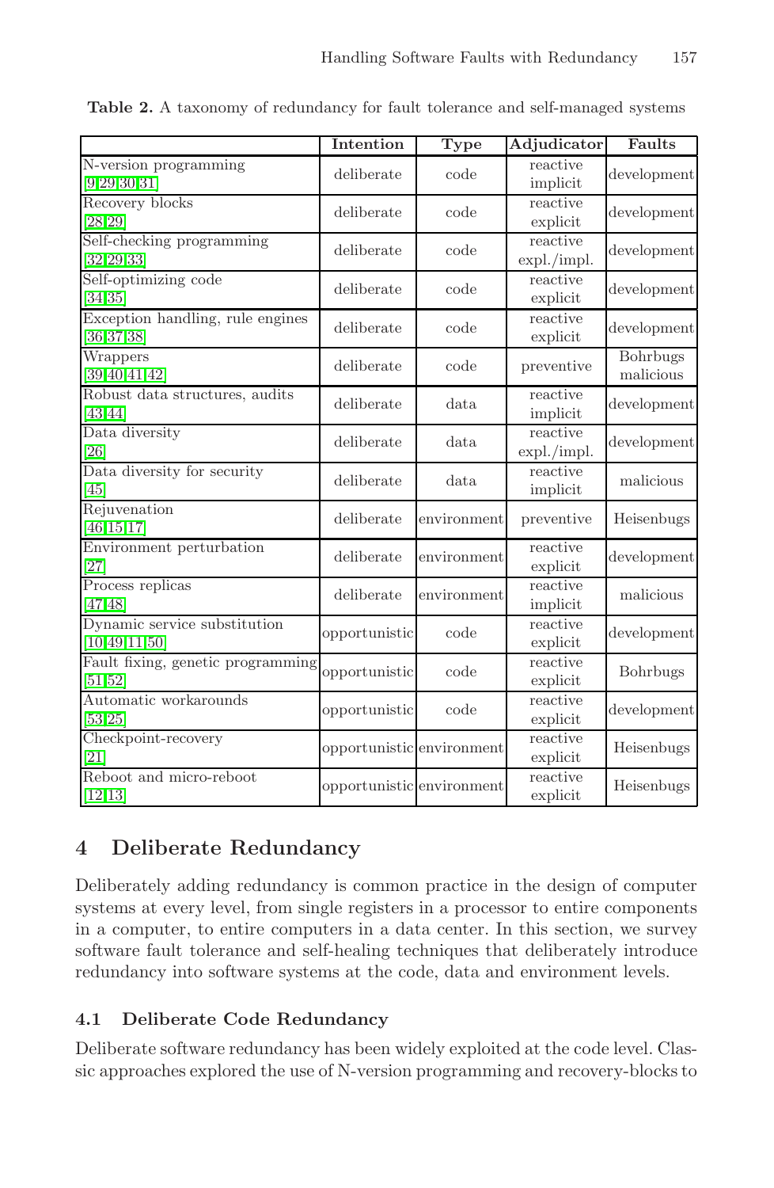**Table 2.** A taxonomy of redundancy for fault tolerance and self-managed systems

| | Intention | Type | Adjudicator | Faults |
|---|---|---|---|---|
| N-version programming [9,29,30,31] | deliberate | code | reactive implicit | development |
| Recovery blocks [28,29] | deliberate | code | reactive explicit | development |
| Self-checking programming [32,29,33] | deliberate | code | reactive expl./impl. | development |
| Self-optimizing code [34,35] | deliberate | code | reactive explicit | development |
| Exception handling, rule engines [36,37,38] | deliberate | code | reactive explicit | development |
| Wrappers [39,40,41,42] | deliberate | code | preventive | Bohrbugs malicious |
| Robust data structures, audits [43,44] | deliberate | data | reactive implicit | development |
| Data diversity [26] | deliberate | data | reactive expl./impl. | development |
| Data diversity for security [45] | deliberate | data | reactive implicit | malicious |
| Rejuvenation [46,15,17] | deliberate | environment | preventive | Heisenbugs |
| Environment perturbation [27] | deliberate | environment | reactive explicit | development |
| Process replicas [47,48] | deliberate | environment | reactive implicit | malicious |
| Dynamic service substitution [10,49,11,50] | opportunistic | code | reactive explicit | development |
| Fault fixing, genetic programming [51,52] | opportunistic | code | reactive explicit | Bohrbugs |
| Automatic workarounds [53,25] | opportunistic | code | reactive explicit | development |
| Checkpoint-recovery [21] | opportunistic | environment | reactive explicit | Heisenbugs |
| Reboot and micro-reboot [12,13] | opportunistic | environment | reactive explicit | Heisenbugs |

## 4 Deliberate Redundancy

Deliberately adding redundancy is common practice in the design of computer systems at every level, from single registers in a processor to entire components in a computer, to entire computers in a data center. In this section, we survey software fault tolerance and self-healing techniques that deliberately introduce redundancy into software systems at the code, data and environment levels.

### 4.1 Deliberate Code Redundancy

Deliberate software redundancy has been widely exploited at the code level. Classic approaches explored the use of N-version programming and recovery-blocks to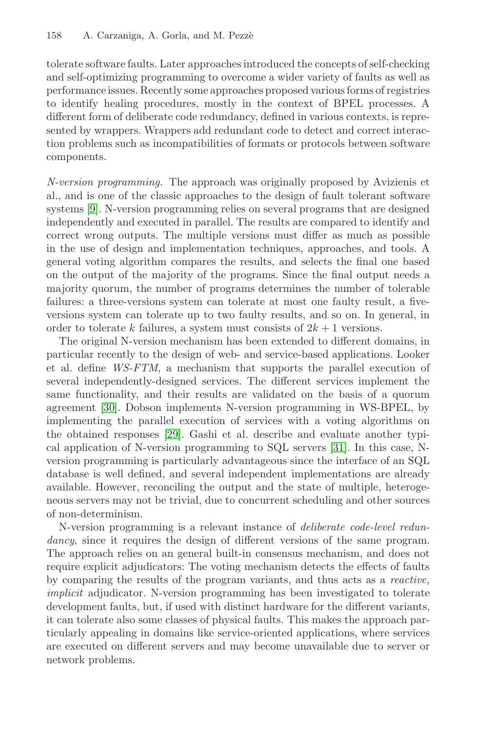tolerate software faults. Later approaches introduced the concepts of self-checking and self-optimizing programming to overcome a wider variety of faults as well as performance issues. Recently some approaches proposed various forms of registries to identify healing procedures, mostly in the context of BPEL processes. A different form of deliberate code redundancy, defined in various contexts, is represented by wrappers. Wrappers add redundant code to detect and correct interaction problems such as incompatibilities of formats or protocols between software components.

*N-version programming.* The approach was originally proposed by Avizienis et al., and is one of the classic approaches to the design of fault tolerant software systems [9]. N-version programming relies on several programs that are designed independently and executed in parallel. The results are compared to identify and correct wrong outputs. The multiple versions must differ as much as possible in the use of design and implementation techniques, approaches, and tools. A general voting algorithm compares the results, and selects the final one based on the output of the majority of the programs. Since the final output needs a majority quorum, the number of programs determines the number of tolerable failures: a three-versions system can tolerate at most one faulty result, a five-versions system can tolerate up to two faulty results, and so on. In general, in order to tolerate $k$ failures, a system must consists of $2k + 1$ versions.

The original N-version mechanism has been extended to different domains, in particular recently to the design of web- and service-based applications. Looker et al. define *WS-FTM*, a mechanism that supports the parallel execution of several independently-designed services. The different services implement the same functionality, and their results are validated on the basis of a quorum agreement [30]. Dobson implements N-version programming in WS-BPEL, by implementing the parallel execution of services with a voting algorithms on the obtained responses [29]. Gashi et al. describe and evaluate another typical application of N-version programming to SQL servers [31]. In this case, N-version programming is particularly advantageous since the interface of an SQL database is well defined, and several independent implementations are already available. However, reconciling the output and the state of multiple, heterogeneous servers may not be trivial, due to concurrent scheduling and other sources of non-determinism.

N-version programming is a relevant instance of *deliberate code-level redundancy*, since it requires the design of different versions of the same program. The approach relies on an general built-in consensus mechanism, and does not require explicit adjudicators: The voting mechanism detects the effects of faults by comparing the results of the program variants, and thus acts as a *reactive, implicit* adjudicator. N-version programming has been investigated to tolerate development faults, but, if used with distinct hardware for the different variants, it can tolerate also some classes of physical faults. This makes the approach particularly appealing in domains like service-oriented applications, where services are executed on different servers and may become unavailable due to server or network problems.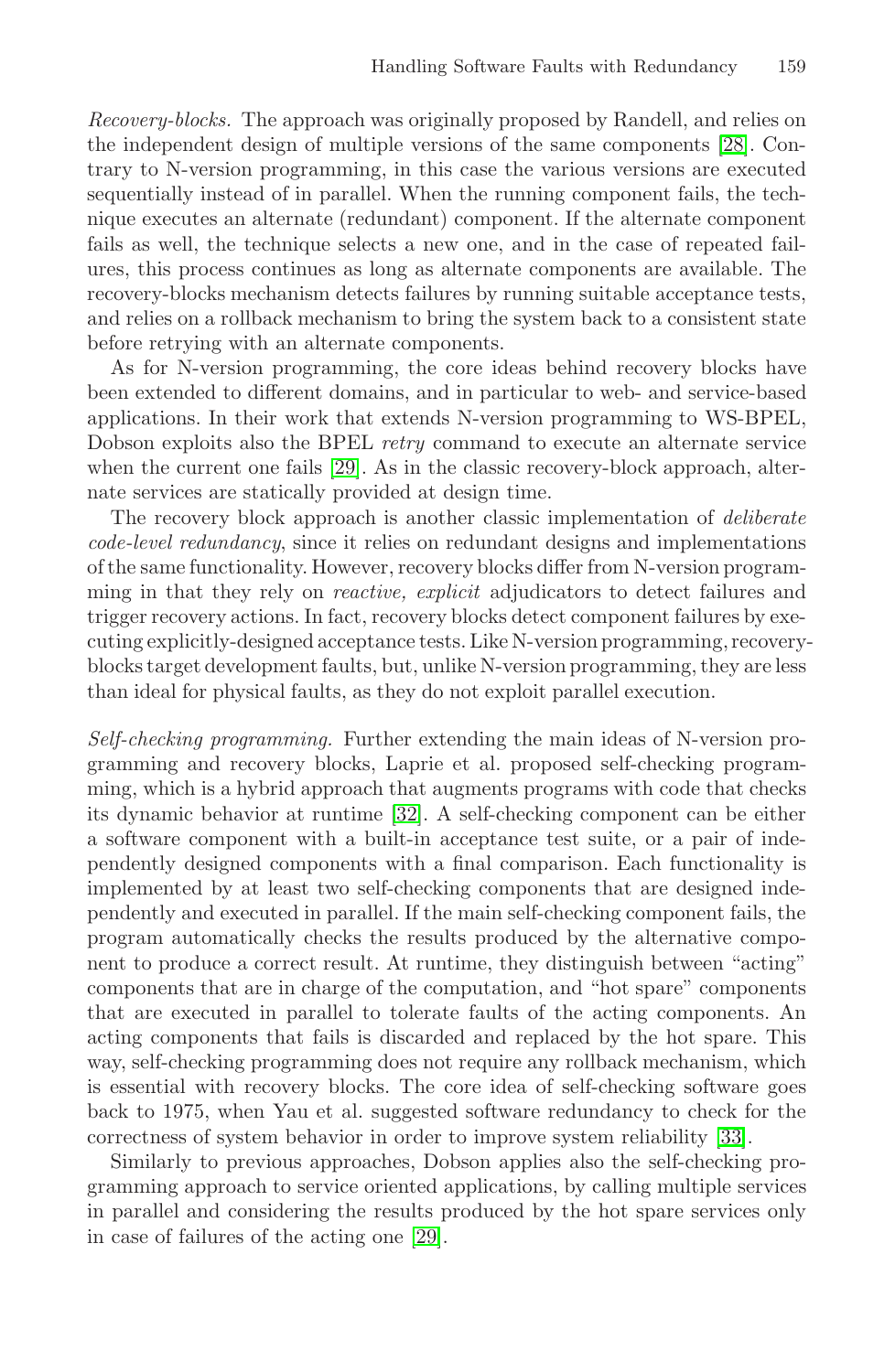*Recovery-blocks.* The approach was originally proposed by Randell, and relies on the independent design of multiple versions of the same components [28]. Contrary to N-version programming, in this case the various versions are executed sequentially instead of in parallel. When the running component fails, the technique executes an alternate (redundant) component. If the alternate component fails as well, the technique selects a new one, and in the case of repeated failures, this process continues as long as alternate components are available. The recovery-blocks mechanism detects failures by running suitable acceptance tests, and relies on a rollback mechanism to bring the system back to a consistent state before retrying with an alternate components.

As for N-version programming, the core ideas behind recovery blocks have been extended to different domains, and in particular to web- and service-based applications. In their work that extends N-version programming to WS-BPEL, Dobson exploits also the BPEL *retry* command to execute an alternate service when the current one fails [29]. As in the classic recovery-block approach, alternate services are statically provided at design time.

The recovery block approach is another classic implementation of *deliberate code-level redundancy*, since it relies on redundant designs and implementations of the same functionality. However, recovery blocks differ from N-version programming in that they rely on *reactive, explicit* adjudicators to detect failures and trigger recovery actions. In fact, recovery blocks detect component failures by executing explicitly-designed acceptance tests. Like N-version programming, recovery-blocks target development faults, but, unlike N-version programming, they are less than ideal for physical faults, as they do not exploit parallel execution.

*Self-checking programming.* Further extending the main ideas of N-version programming and recovery blocks, Laprie et al. proposed self-checking programming, which is a hybrid approach that augments programs with code that checks its dynamic behavior at runtime [32]. A self-checking component can be either a software component with a built-in acceptance test suite, or a pair of independently designed components with a final comparison. Each functionality is implemented by at least two self-checking components that are designed independently and executed in parallel. If the main self-checking component fails, the program automatically checks the results produced by the alternative component to produce a correct result. At runtime, they distinguish between "acting" components that are in charge of the computation, and "hot spare" components that are executed in parallel to tolerate faults of the acting components. An acting components that fails is discarded and replaced by the hot spare. This way, self-checking programming does not require any rollback mechanism, which is essential with recovery blocks. The core idea of self-checking software goes back to 1975, when Yau et al. suggested software redundancy to check for the correctness of system behavior in order to improve system reliability [33].

Similarly to previous approaches, Dobson applies also the self-checking programming approach to service oriented applications, by calling multiple services in parallel and considering the results produced by the hot spare services only in case of failures of the acting one [29].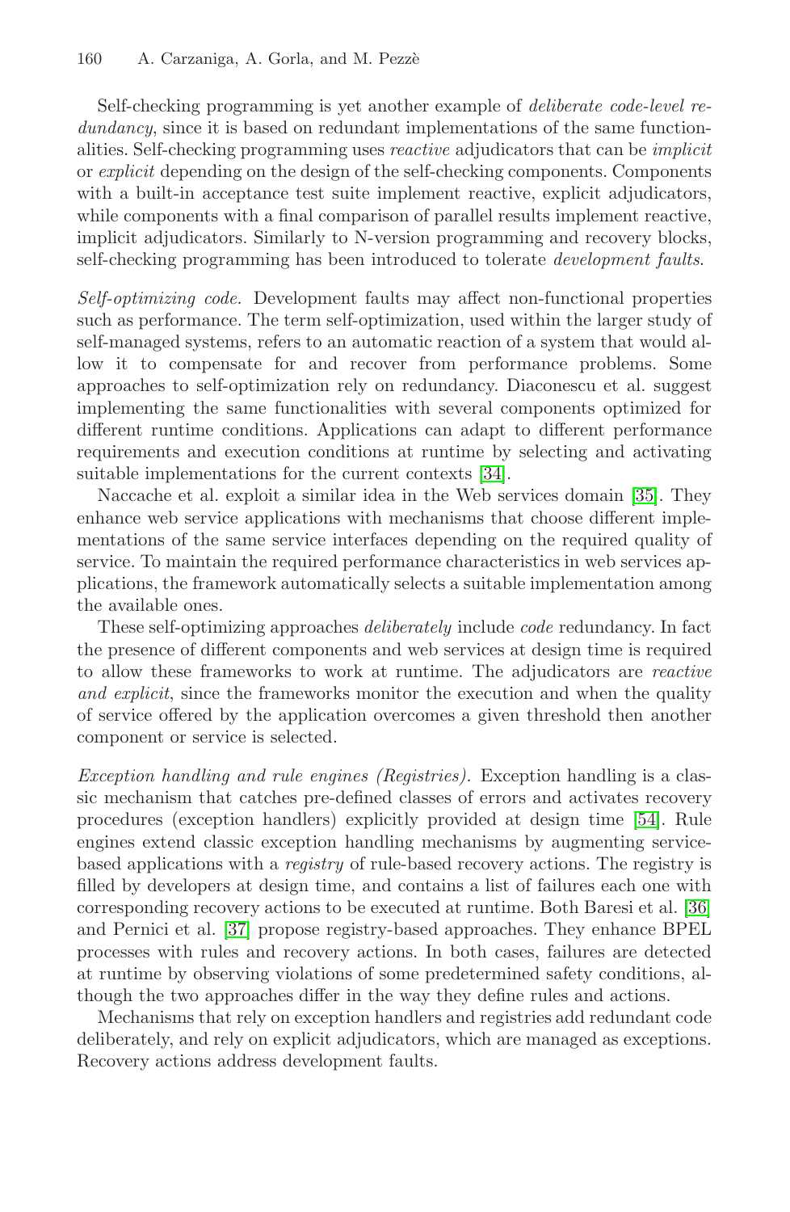Self-checking programming is yet another example of *deliberate code-level redundancy*, since it is based on redundant implementations of the same functionalities. Self-checking programming uses *reactive* adjudicators that can be *implicit* or *explicit* depending on the design of the self-checking components. Components with a built-in acceptance test suite implement reactive, explicit adjudicators, while components with a final comparison of parallel results implement reactive, implicit adjudicators. Similarly to N-version programming and recovery blocks, self-checking programming has been introduced to tolerate *development faults*.

*Self-optimizing code.* Development faults may affect non-functional properties such as performance. The term self-optimization, used within the larger study of self-managed systems, refers to an automatic reaction of a system that would allow it to compensate for and recover from performance problems. Some approaches to self-optimization rely on redundancy. Diaconescu et al. suggest implementing the same functionalities with several components optimized for different runtime conditions. Applications can adapt to different performance requirements and execution conditions at runtime by selecting and activating suitable implementations for the current contexts [34].

Naccache et al. exploit a similar idea in the Web services domain [35]. They enhance web service applications with mechanisms that choose different implementations of the same service interfaces depending on the required quality of service. To maintain the required performance characteristics in web services applications, the framework automatically selects a suitable implementation among the available ones.

These self-optimizing approaches *deliberately* include *code* redundancy. In fact the presence of different components and web services at design time is required to allow these frameworks to work at runtime. The adjudicators are *reactive and explicit*, since the frameworks monitor the execution and when the quality of service offered by the application overcomes a given threshold then another component or service is selected.

*Exception handling and rule engines (Registries).* Exception handling is a classic mechanism that catches pre-defined classes of errors and activates recovery procedures (exception handlers) explicitly provided at design time [54]. Rule engines extend classic exception handling mechanisms by augmenting service-based applications with a *registry* of rule-based recovery actions. The registry is filled by developers at design time, and contains a list of failures each one with corresponding recovery actions to be executed at runtime. Both Baresi et al. [36] and Pernici et al. [37] propose registry-based approaches. They enhance BPEL processes with rules and recovery actions. In both cases, failures are detected at runtime by observing violations of some predetermined safety conditions, although the two approaches differ in the way they define rules and actions.

Mechanisms that rely on exception handlers and registries add redundant code deliberately, and rely on explicit adjudicators, which are managed as exceptions. Recovery actions address development faults.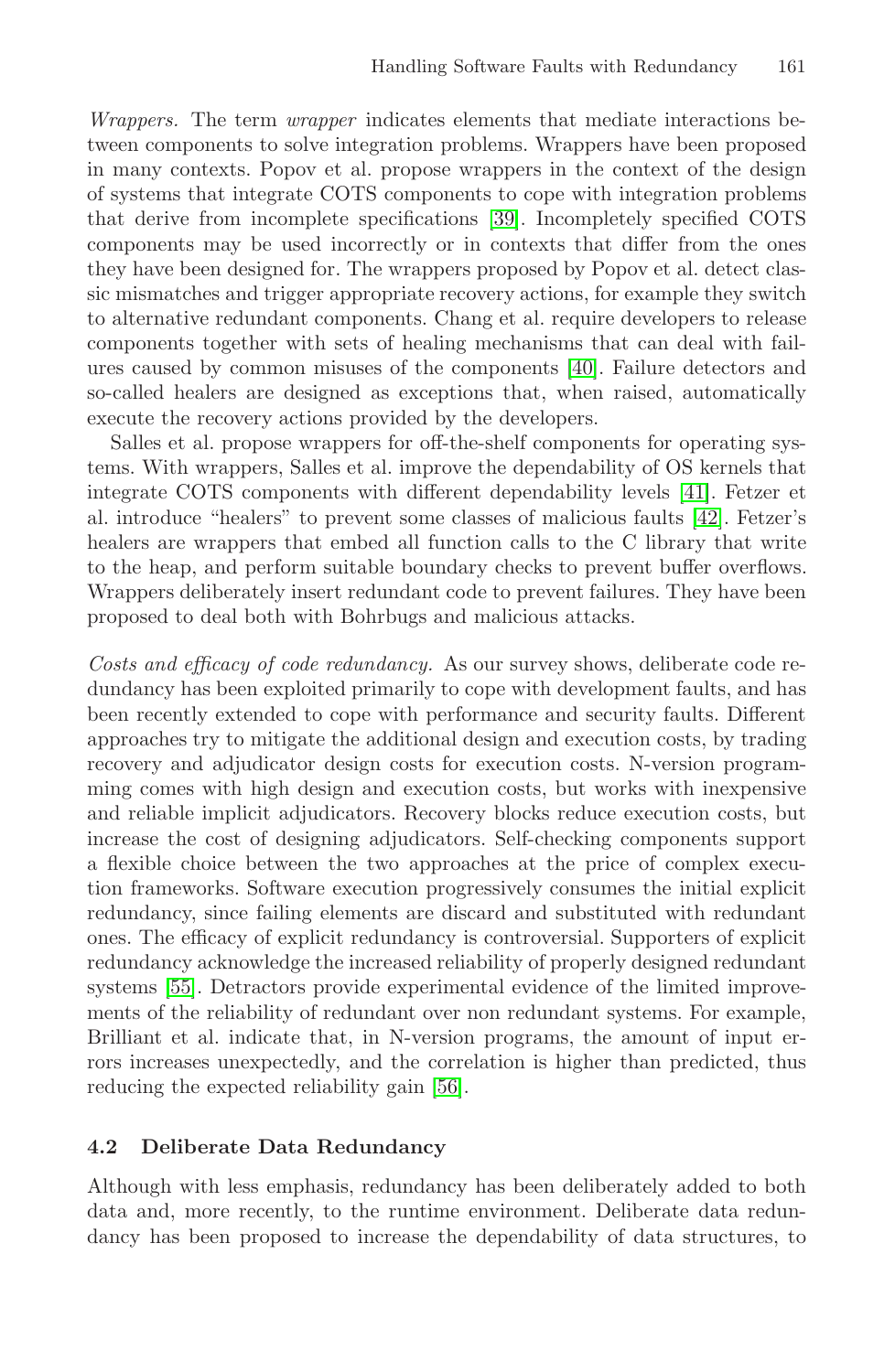*Wrappers.* The term *wrapper* indicates elements that mediate interactions between components to solve integration problems. Wrappers have been proposed in many contexts. Popov et al. propose wrappers in the context of the design of systems that integrate COTS components to cope with integration problems that derive from incomplete specifications [39]. Incompletely specified COTS components may be used incorrectly or in contexts that differ from the ones they have been designed for. The wrappers proposed by Popov et al. detect classic mismatches and trigger appropriate recovery actions, for example they switch to alternative redundant components. Chang et al. require developers to release components together with sets of healing mechanisms that can deal with failures caused by common misuses of the components [40]. Failure detectors and so-called healers are designed as exceptions that, when raised, automatically execute the recovery actions provided by the developers.

Salles et al. propose wrappers for off-the-shelf components for operating systems. With wrappers, Salles et al. improve the dependability of OS kernels that integrate COTS components with different dependability levels [41]. Fetzer et al. introduce "healers" to prevent some classes of malicious faults [42]. Fetzer's healers are wrappers that embed all function calls to the C library that write to the heap, and perform suitable boundary checks to prevent buffer overflows. Wrappers deliberately insert redundant code to prevent failures. They have been proposed to deal both with Bohrbugs and malicious attacks.

*Costs and efficacy of code redundancy.* As our survey shows, deliberate code redundancy has been exploited primarily to cope with development faults, and has been recently extended to cope with performance and security faults. Different approaches try to mitigate the additional design and execution costs, by trading recovery and adjudicator design costs for execution costs. N-version programming comes with high design and execution costs, but works with inexpensive and reliable implicit adjudicators. Recovery blocks reduce execution costs, but increase the cost of designing adjudicators. Self-checking components support a flexible choice between the two approaches at the price of complex execution frameworks. Software execution progressively consumes the initial explicit redundancy, since failing elements are discard and substituted with redundant ones. The efficacy of explicit redundancy is controversial. Supporters of explicit redundancy acknowledge the increased reliability of properly designed redundant systems [55]. Detractors provide experimental evidence of the limited improvements of the reliability of redundant over non redundant systems. For example, Brilliant et al. indicate that, in N-version programs, the amount of input errors increases unexpectedly, and the correlation is higher than predicted, thus reducing the expected reliability gain [56].

### 4.2 Deliberate Data Redundancy

Although with less emphasis, redundancy has been deliberately added to both data and, more recently, to the runtime environment. Deliberate data redundancy has been proposed to increase the dependability of data structures, to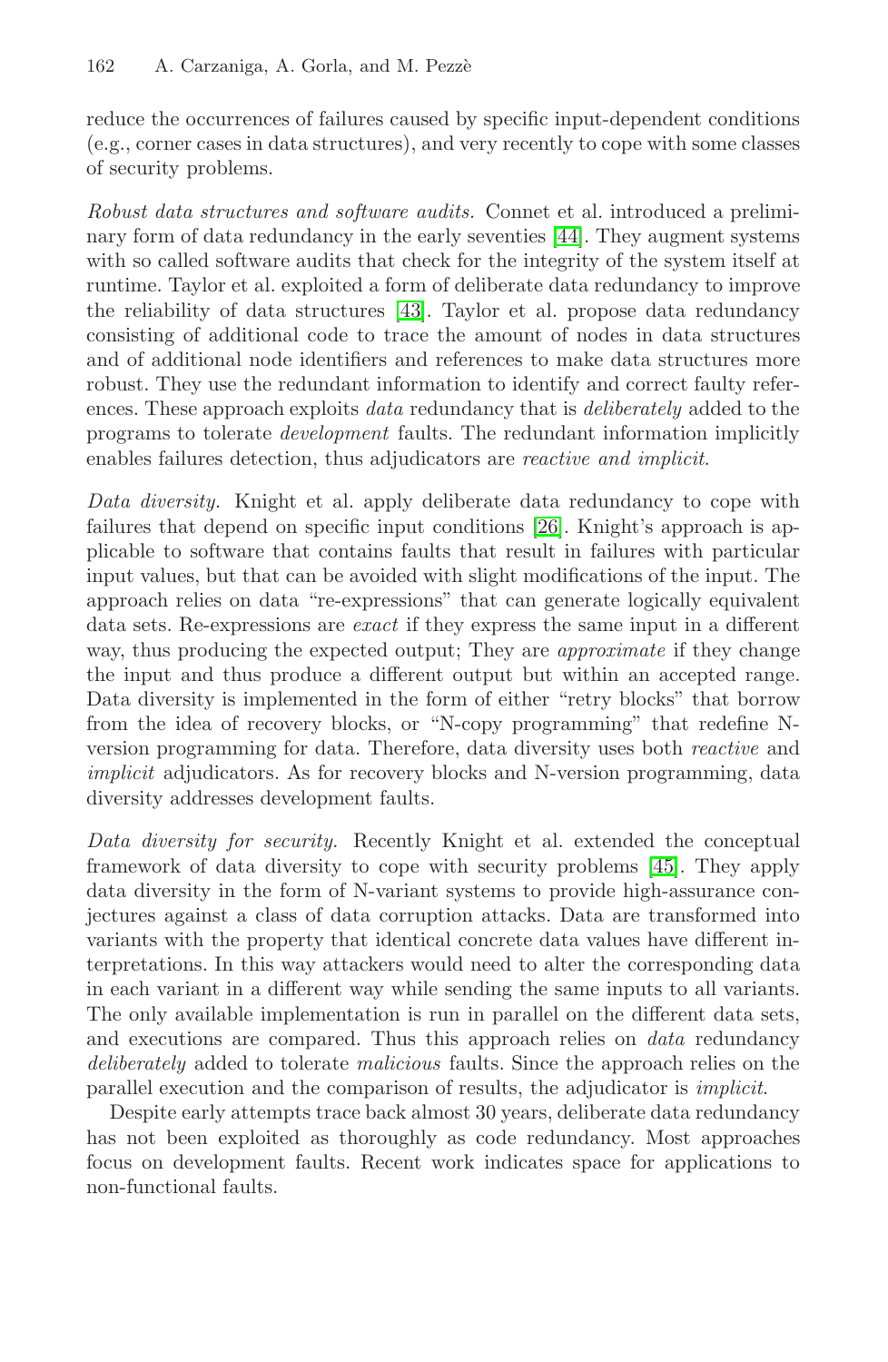reduce the occurrences of failures caused by specific input-dependent conditions (e.g., corner cases in data structures), and very recently to cope with some classes of security problems.

*Robust data structures and software audits.* Connet et al. introduced a preliminary form of data redundancy in the early seventies [44]. They augment systems with so called software audits that check for the integrity of the system itself at runtime. Taylor et al. exploited a form of deliberate data redundancy to improve the reliability of data structures [43]. Taylor et al. propose data redundancy consisting of additional code to trace the amount of nodes in data structures and of additional node identifiers and references to make data structures more robust. They use the redundant information to identify and correct faulty references. These approach exploits *data* redundancy that is *deliberately* added to the programs to tolerate *development* faults. The redundant information implicitly enables failures detection, thus adjudicators are *reactive and implicit*.

*Data diversity.* Knight et al. apply deliberate data redundancy to cope with failures that depend on specific input conditions [26]. Knight's approach is applicable to software that contains faults that result in failures with particular input values, but that can be avoided with slight modifications of the input. The approach relies on data "re-expressions" that can generate logically equivalent data sets. Re-expressions are *exact* if they express the same input in a different way, thus producing the expected output; They are *approximate* if they change the input and thus produce a different output but within an accepted range. Data diversity is implemented in the form of either "retry blocks" that borrow from the idea of recovery blocks, or "N-copy programming" that redefine N-version programming for data. Therefore, data diversity uses both *reactive* and *implicit* adjudicators. As for recovery blocks and N-version programming, data diversity addresses development faults.

*Data diversity for security.* Recently Knight et al. extended the conceptual framework of data diversity to cope with security problems [45]. They apply data diversity in the form of N-variant systems to provide high-assurance conjectures against a class of data corruption attacks. Data are transformed into variants with the property that identical concrete data values have different interpretations. In this way attackers would need to alter the corresponding data in each variant in a different way while sending the same inputs to all variants. The only available implementation is run in parallel on the different data sets, and executions are compared. Thus this approach relies on *data* redundancy *deliberately* added to tolerate *malicious* faults. Since the approach relies on the parallel execution and the comparison of results, the adjudicator is *implicit*.

Despite early attempts trace back almost 30 years, deliberate data redundancy has not been exploited as thoroughly as code redundancy. Most approaches focus on development faults. Recent work indicates space for applications to non-functional faults.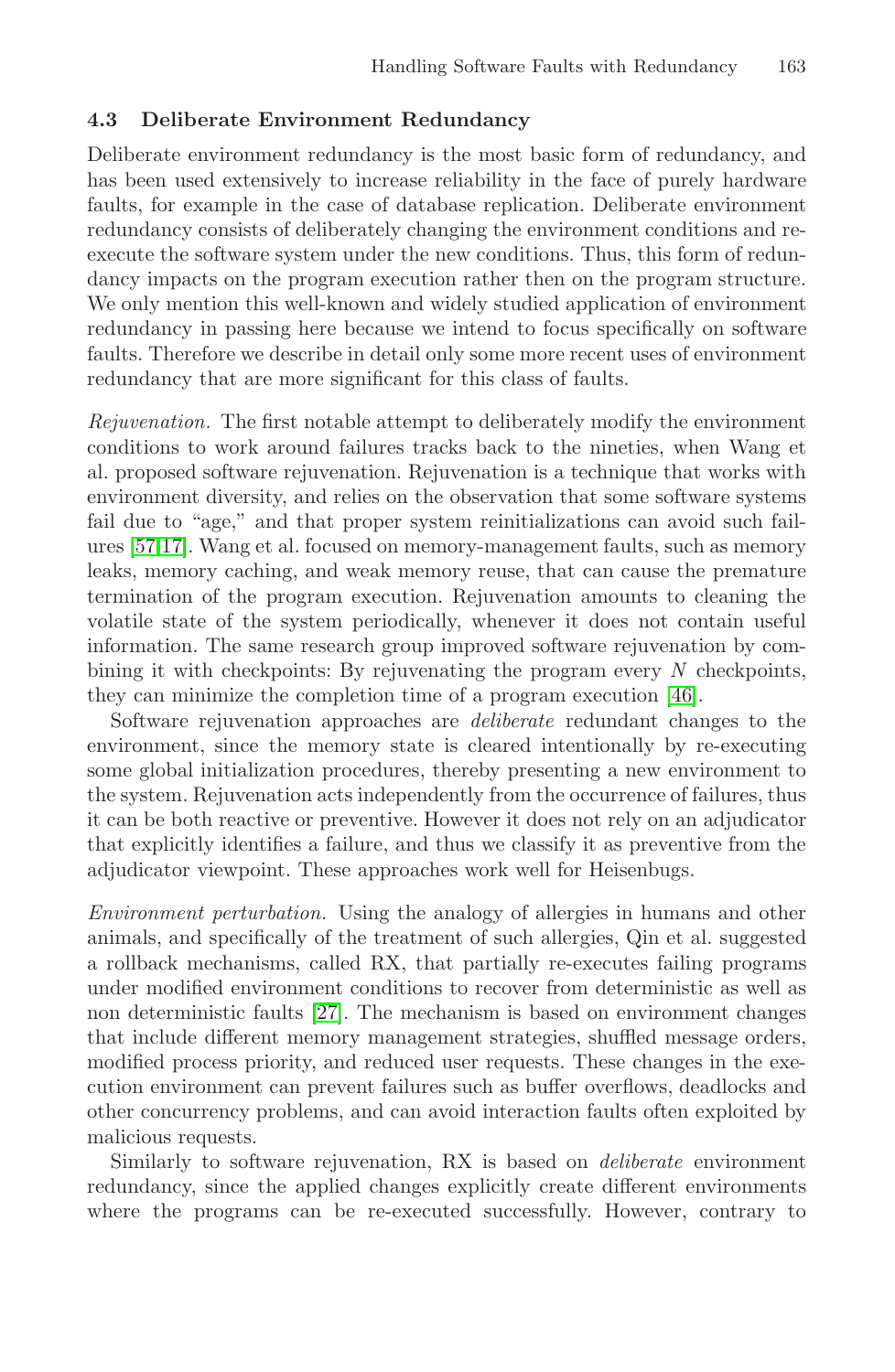### 4.3 Deliberate Environment Redundancy

Deliberate environment redundancy is the most basic form of redundancy, and has been used extensively to increase reliability in the face of purely hardware faults, for example in the case of database replication. Deliberate environment redundancy consists of deliberately changing the environment conditions and re-execute the software system under the new conditions. Thus, this form of redundancy impacts on the program execution rather then on the program structure. We only mention this well-known and widely studied application of environment redundancy in passing here because we intend to focus specifically on software faults. Therefore we describe in detail only some more recent uses of environment redundancy that are more significant for this class of faults.

*Rejuvenation.* The first notable attempt to deliberately modify the environment conditions to work around failures tracks back to the nineties, when Wang et al. proposed software rejuvenation. Rejuvenation is a technique that works with environment diversity, and relies on the observation that some software systems fail due to "age," and that proper system reinitializations can avoid such failures [57,17]. Wang et al. focused on memory-management faults, such as memory leaks, memory caching, and weak memory reuse, that can cause the premature termination of the program execution. Rejuvenation amounts to cleaning the volatile state of the system periodically, whenever it does not contain useful information. The same research group improved software rejuvenation by combining it with checkpoints: By rejuvenating the program every $N$ checkpoints, they can minimize the completion time of a program execution [46].

Software rejuvenation approaches are *deliberate* redundant changes to the environment, since the memory state is cleared intentionally by re-executing some global initialization procedures, thereby presenting a new environment to the system. Rejuvenation acts independently from the occurrence of failures, thus it can be both reactive or preventive. However it does not rely on an adjudicator that explicitly identifies a failure, and thus we classify it as preventive from the adjudicator viewpoint. These approaches work well for Heisenbugs.

*Environment perturbation.* Using the analogy of allergies in humans and other animals, and specifically of the treatment of such allergies, Qin et al. suggested a rollback mechanisms, called RX, that partially re-executes failing programs under modified environment conditions to recover from deterministic as well as non deterministic faults [27]. The mechanism is based on environment changes that include different memory management strategies, shuffled message orders, modified process priority, and reduced user requests. These changes in the execution environment can prevent failures such as buffer overflows, deadlocks and other concurrency problems, and can avoid interaction faults often exploited by malicious requests.

Similarly to software rejuvenation, RX is based on *deliberate* environment redundancy, since the applied changes explicitly create different environments where the programs can be re-executed successfully. However, contrary to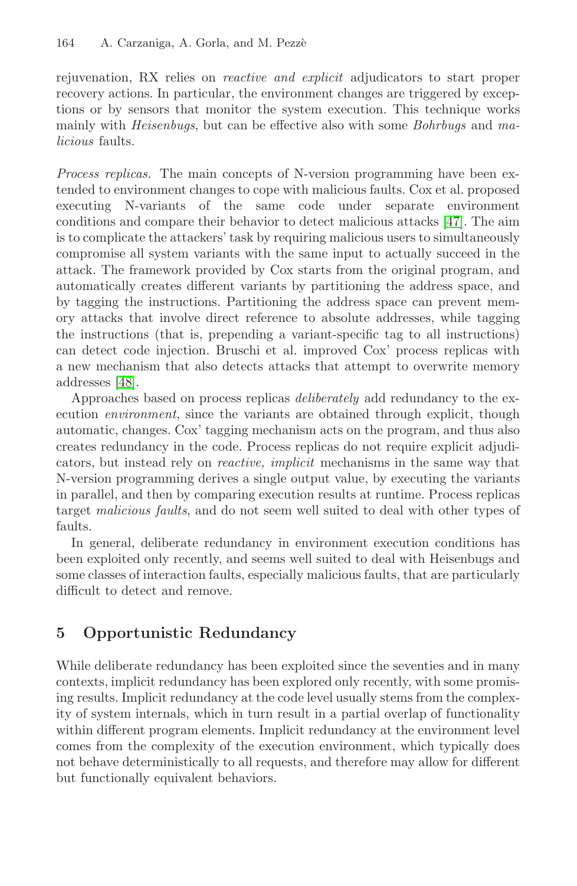rejuvenation, RX relies on *reactive and explicit* adjudicators to start proper recovery actions. In particular, the environment changes are triggered by exceptions or by sensors that monitor the system execution. This technique works mainly with *Heisenbugs*, but can be effective also with some *Bohrbugs* and *malicious* faults.

*Process replicas.* The main concepts of N-version programming have been extended to environment changes to cope with malicious faults. Cox et al. proposed executing N-variants of the same code under separate environment conditions and compare their behavior to detect malicious attacks [47]. The aim is to complicate the attackers' task by requiring malicious users to simultaneously compromise all system variants with the same input to actually succeed in the attack. The framework provided by Cox starts from the original program, and automatically creates different variants by partitioning the address space, and by tagging the instructions. Partitioning the address space can prevent memory attacks that involve direct reference to absolute addresses, while tagging the instructions (that is, prepending a variant-specific tag to all instructions) can detect code injection. Bruschi et al. improved Cox' process replicas with a new mechanism that also detects attacks that attempt to overwrite memory addresses [48].

Approaches based on process replicas *deliberately* add redundancy to the execution *environment*, since the variants are obtained through explicit, though automatic, changes. Cox' tagging mechanism acts on the program, and thus also creates redundancy in the code. Process replicas do not require explicit adjudicators, but instead rely on *reactive, implicit* mechanisms in the same way that N-version programming derives a single output value, by executing the variants in parallel, and then by comparing execution results at runtime. Process replicas target *malicious faults*, and do not seem well suited to deal with other types of faults.

In general, deliberate redundancy in environment execution conditions has been exploited only recently, and seems well suited to deal with Heisenbugs and some classes of interaction faults, especially malicious faults, that are particularly difficult to detect and remove.

## 5 Opportunistic Redundancy

While deliberate redundancy has been exploited since the seventies and in many contexts, implicit redundancy has been explored only recently, with some promising results. Implicit redundancy at the code level usually stems from the complexity of system internals, which in turn result in a partial overlap of functionality within different program elements. Implicit redundancy at the environment level comes from the complexity of the execution environment, which typically does not behave deterministically to all requests, and therefore may allow for different but functionally equivalent behaviors.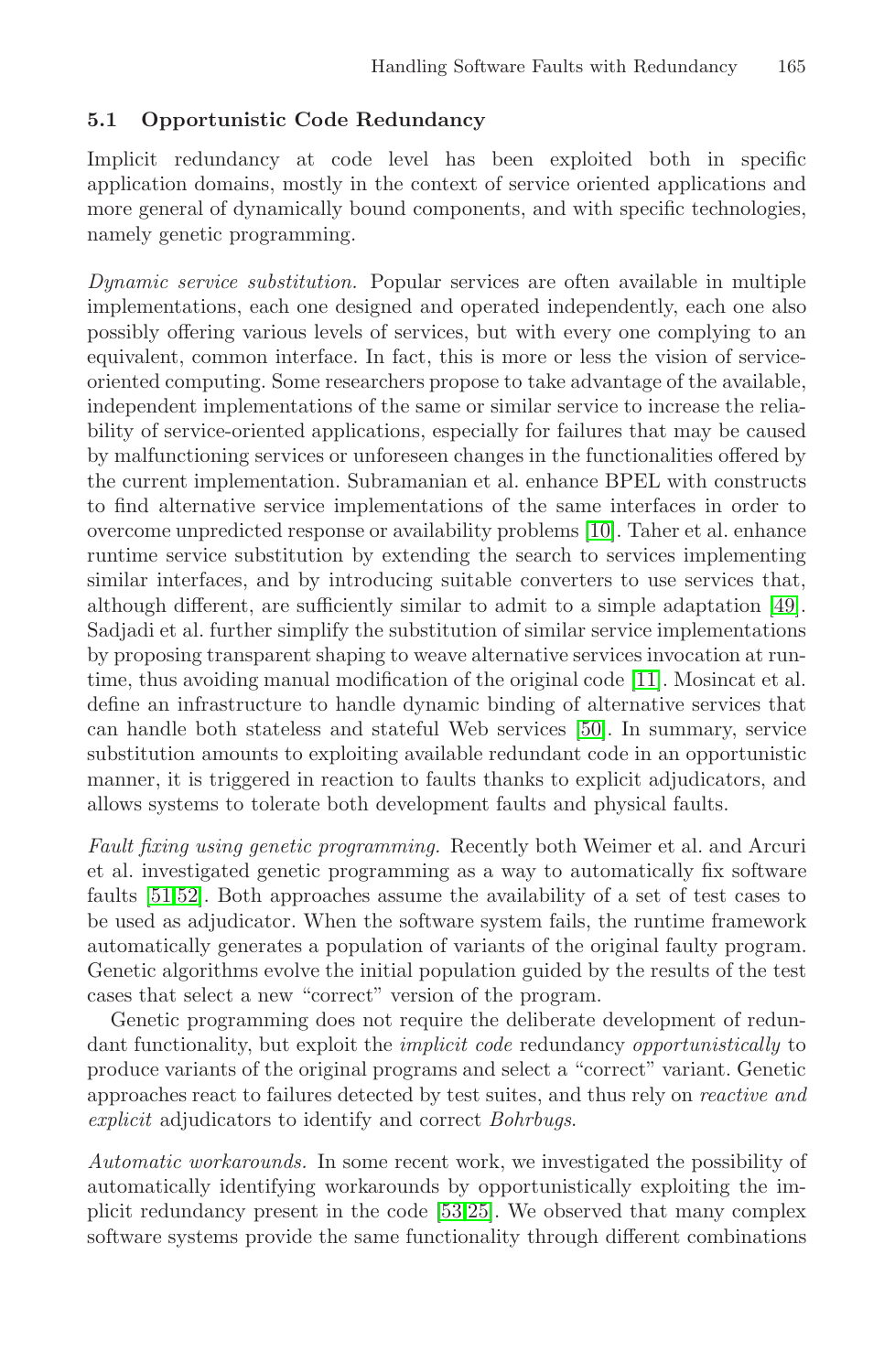### 5.1 Opportunistic Code Redundancy

Implicit redundancy at code level has been exploited both in specific application domains, mostly in the context of service oriented applications and more general of dynamically bound components, and with specific technologies, namely genetic programming.

*Dynamic service substitution.* Popular services are often available in multiple implementations, each one designed and operated independently, each one also possibly offering various levels of services, but with every one complying to an equivalent, common interface. In fact, this is more or less the vision of service-oriented computing. Some researchers propose to take advantage of the available, independent implementations of the same or similar service to increase the reliability of service-oriented applications, especially for failures that may be caused by malfunctioning services or unforeseen changes in the functionalities offered by the current implementation. Subramanian et al. enhance BPEL with constructs to find alternative service implementations of the same interfaces in order to overcome unpredicted response or availability problems [10]. Taher et al. enhance runtime service substitution by extending the search to services implementing similar interfaces, and by introducing suitable converters to use services that, although different, are sufficiently similar to admit to a simple adaptation [49]. Sadjadi et al. further simplify the substitution of similar service implementations by proposing transparent shaping to weave alternative services invocation at runtime, thus avoiding manual modification of the original code [11]. Mosincat et al. define an infrastructure to handle dynamic binding of alternative services that can handle both stateless and stateful Web services [50]. In summary, service substitution amounts to exploiting available redundant code in an opportunistic manner, it is triggered in reaction to faults thanks to explicit adjudicators, and allows systems to tolerate both development faults and physical faults.

*Fault fixing using genetic programming.* Recently both Weimer et al. and Arcuri et al. investigated genetic programming as a way to automatically fix software faults [51,52]. Both approaches assume the availability of a set of test cases to be used as adjudicator. When the software system fails, the runtime framework automatically generates a population of variants of the original faulty program. Genetic algorithms evolve the initial population guided by the results of the test cases that select a new "correct" version of the program.

Genetic programming does not require the deliberate development of redundant functionality, but exploit the *implicit code* redundancy *opportunistically* to produce variants of the original programs and select a "correct" variant. Genetic approaches react to failures detected by test suites, and thus rely on *reactive and explicit* adjudicators to identify and correct *Bohrbugs*.

*Automatic workarounds.* In some recent work, we investigated the possibility of automatically identifying workarounds by opportunistically exploiting the implicit redundancy present in the code [53,25]. We observed that many complex software systems provide the same functionality through different combinations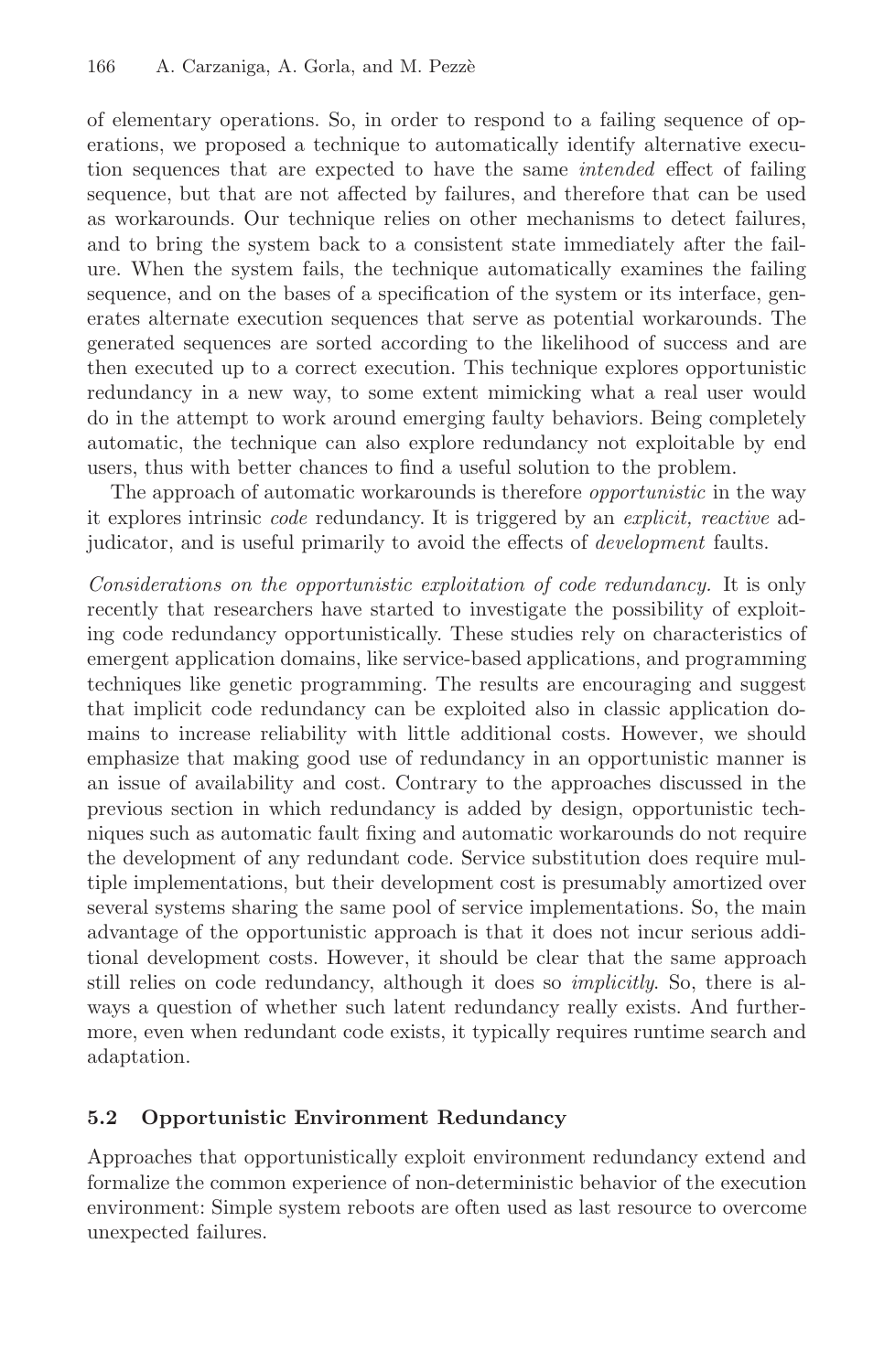of elementary operations. So, in order to respond to a failing sequence of operations, we proposed a technique to automatically identify alternative execution sequences that are expected to have the same *intended* effect of failing sequence, but that are not affected by failures, and therefore that can be used as workarounds. Our technique relies on other mechanisms to detect failures, and to bring the system back to a consistent state immediately after the failure. When the system fails, the technique automatically examines the failing sequence, and on the bases of a specification of the system or its interface, generates alternate execution sequences that serve as potential workarounds. The generated sequences are sorted according to the likelihood of success and are then executed up to a correct execution. This technique explores opportunistic redundancy in a new way, to some extent mimicking what a real user would do in the attempt to work around emerging faulty behaviors. Being completely automatic, the technique can also explore redundancy not exploitable by end users, thus with better chances to find a useful solution to the problem.

The approach of automatic workarounds is therefore *opportunistic* in the way it explores intrinsic *code* redundancy. It is triggered by an *explicit, reactive* adjudicator, and is useful primarily to avoid the effects of *development* faults.

*Considerations on the opportunistic exploitation of code redundancy.* It is only recently that researchers have started to investigate the possibility of exploiting code redundancy opportunistically. These studies rely on characteristics of emergent application domains, like service-based applications, and programming techniques like genetic programming. The results are encouraging and suggest that implicit code redundancy can be exploited also in classic application domains to increase reliability with little additional costs. However, we should emphasize that making good use of redundancy in an opportunistic manner is an issue of availability and cost. Contrary to the approaches discussed in the previous section in which redundancy is added by design, opportunistic techniques such as automatic fault fixing and automatic workarounds do not require the development of any redundant code. Service substitution does require multiple implementations, but their development cost is presumably amortized over several systems sharing the same pool of service implementations. So, the main advantage of the opportunistic approach is that it does not incur serious additional development costs. However, it should be clear that the same approach still relies on code redundancy, although it does so *implicitly*. So, there is always a question of whether such latent redundancy really exists. And furthermore, even when redundant code exists, it typically requires runtime search and adaptation.

### 5.2 Opportunistic Environment Redundancy

Approaches that opportunistically exploit environment redundancy extend and formalize the common experience of non-deterministic behavior of the execution environment: Simple system reboots are often used as last resource to overcome unexpected failures.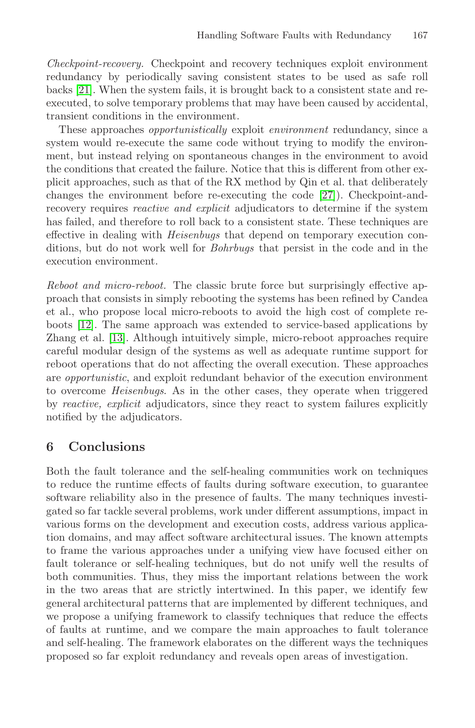*Checkpoint-recovery.* Checkpoint and recovery techniques exploit environment redundancy by periodically saving consistent states to be used as safe roll backs [21]. When the system fails, it is brought back to a consistent state and re-executed, to solve temporary problems that may have been caused by accidental, transient conditions in the environment.

These approaches *opportunistically* exploit *environment* redundancy, since a system would re-execute the same code without trying to modify the environment, but instead relying on spontaneous changes in the environment to avoid the conditions that created the failure. Notice that this is different from other explicit approaches, such as that of the RX method by Qin et al. that deliberately changes the environment before re-executing the code [27]). Checkpoint-and-recovery requires *reactive and explicit* adjudicators to determine if the system has failed, and therefore to roll back to a consistent state. These techniques are effective in dealing with *Heisenbugs* that depend on temporary execution conditions, but do not work well for *Bohrbugs* that persist in the code and in the execution environment.

*Reboot and micro-reboot.* The classic brute force but surprisingly effective approach that consists in simply rebooting the systems has been refined by Candea et al., who propose local micro-reboots to avoid the high cost of complete reboots [12]. The same approach was extended to service-based applications by Zhang et al. [13]. Although intuitively simple, micro-reboot approaches require careful modular design of the systems as well as adequate runtime support for reboot operations that do not affecting the overall execution. These approaches are *opportunistic*, and exploit redundant behavior of the execution environment to overcome *Heisenbugs*. As in the other cases, they operate when triggered by *reactive, explicit* adjudicators, since they react to system failures explicitly notified by the adjudicators.

## 6 Conclusions

Both the fault tolerance and the self-healing communities work on techniques to reduce the runtime effects of faults during software execution, to guarantee software reliability also in the presence of faults. The many techniques investigated so far tackle several problems, work under different assumptions, impact in various forms on the development and execution costs, address various application domains, and may affect software architectural issues. The known attempts to frame the various approaches under a unifying view have focused either on fault tolerance or self-healing techniques, but do not unify well the results of both communities. Thus, they miss the important relations between the work in the two areas that are strictly intertwined. In this paper, we identify few general architectural patterns that are implemented by different techniques, and we propose a unifying framework to classify techniques that reduce the effects of faults at runtime, and we compare the main approaches to fault tolerance and self-healing. The framework elaborates on the different ways the techniques proposed so far exploit redundancy and reveals open areas of investigation.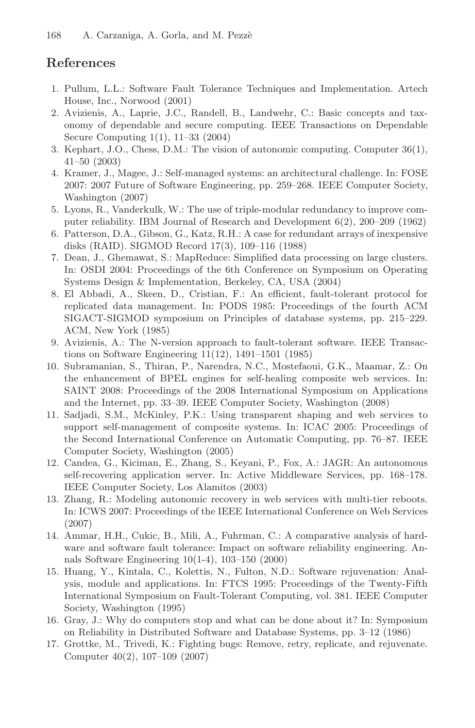## References

1. Pullum, L.L.: Software Fault Tolerance Techniques and Implementation. Artech House, Inc., Norwood (2001)
2. Avizienis, A., Laprie, J.C., Randell, B., Landwehr, C.: Basic concepts and taxonomy of dependable and secure computing. IEEE Transactions on Dependable Secure Computing 1(1), 11–33 (2004)
3. Kephart, J.O., Chess, D.M.: The vision of autonomic computing. Computer 36(1), 41–50 (2003)
4. Kramer, J., Magee, J.: Self-managed systems: an architectural challenge. In: FOSE 2007: 2007 Future of Software Engineering, pp. 259–268. IEEE Computer Society, Washington (2007)
5. Lyons, R., Vanderkulk, W.: The use of triple-modular redundancy to improve computer reliability. IBM Journal of Research and Development 6(2), 200–209 (1962)
6. Patterson, D.A., Gibson, G., Katz, R.H.: A case for redundant arrays of inexpensive disks (RAID). SIGMOD Record 17(3), 109–116 (1988)
7. Dean, J., Ghemawat, S.: MapReduce: Simplified data processing on large clusters. In: OSDI 2004: Proceedings of the 6th Conference on Symposium on Operating Systems Design & Implementation, Berkeley, CA, USA (2004)
8. El Abbadi, A., Skeen, D., Cristian, F.: An efficient, fault-tolerant protocol for replicated data management. In: PODS 1985: Proceedings of the fourth ACM SIGACT-SIGMOD symposium on Principles of database systems, pp. 215–229. ACM, New York (1985)
9. Avizienis, A.: The N-version approach to fault-tolerant software. IEEE Transactions on Software Engineering 11(12), 1491–1501 (1985)
10. Subramanian, S., Thiran, P., Narendra, N.C., Mostefaoui, G.K., Maamar, Z.: On the enhancement of BPEL engines for self-healing composite web services. In: SAINT 2008: Proceedings of the 2008 International Symposium on Applications and the Internet, pp. 33–39. IEEE Computer Society, Washington (2008)
11. Sadjadi, S.M., McKinley, P.K.: Using transparent shaping and web services to support self-management of composite systems. In: ICAC 2005: Proceedings of the Second International Conference on Automatic Computing, pp. 76–87. IEEE Computer Society, Washington (2005)
12. Candea, G., Kiciman, E., Zhang, S., Keyani, P., Fox, A.: JAGR: An autonomous self-recovering application server. In: Active Middleware Services, pp. 168–178. IEEE Computer Society, Los Alamitos (2003)
13. Zhang, R.: Modeling autonomic recovery in web services with multi-tier reboots. In: ICWS 2007: Proceedings of the IEEE International Conference on Web Services (2007)
14. Ammar, H.H., Cukic, B., Mili, A., Fuhrman, C.: A comparative analysis of hardware and software fault tolerance: Impact on software reliability engineering. Annals Software Engineering 10(1-4), 103–150 (2000)
15. Huang, Y., Kintala, C., Kolettis, N., Fulton, N.D.: Software rejuvenation: Analysis, module and applications. In: FTCS 1995: Proceedings of the Twenty-Fifth International Symposium on Fault-Tolerant Computing, vol. 381. IEEE Computer Society, Washington (1995)
16. Gray, J.: Why do computers stop and what can be done about it? In: Symposium on Reliability in Distributed Software and Database Systems, pp. 3–12 (1986)
17. Grottke, M., Trivedi, K.: Fighting bugs: Remove, retry, replicate, and rejuvenate. Computer 40(2), 107–109 (2007)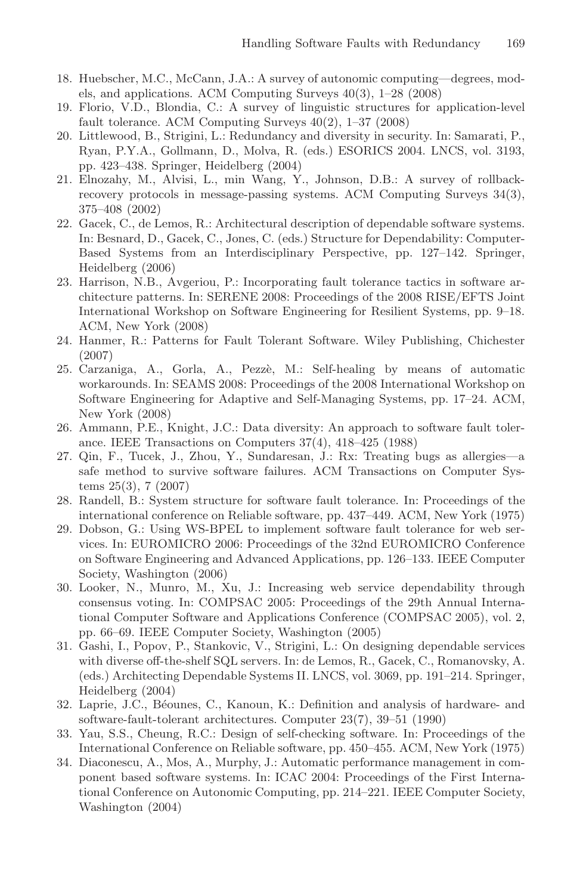18. Huebscher, M.C., McCann, J.A.: A survey of autonomic computing—degrees, models, and applications. ACM Computing Surveys 40(3), 1–28 (2008)
19. Florio, V.D., Blondia, C.: A survey of linguistic structures for application-level fault tolerance. ACM Computing Surveys 40(2), 1–37 (2008)
20. Littlewood, B., Strigini, L.: Redundancy and diversity in security. In: Samarati, P., Ryan, P.Y.A., Gollmann, D., Molva, R. (eds.) ESORICS 2004. LNCS, vol. 3193, pp. 423–438. Springer, Heidelberg (2004)
21. Elnozahy, M., Alvisi, L., min Wang, Y., Johnson, D.B.: A survey of rollback-recovery protocols in message-passing systems. ACM Computing Surveys 34(3), 375–408 (2002)
22. Gacek, C., de Lemos, R.: Architectural description of dependable software systems. In: Besnard, D., Gacek, C., Jones, C. (eds.) Structure for Dependability: Computer-Based Systems from an Interdisciplinary Perspective, pp. 127–142. Springer, Heidelberg (2006)
23. Harrison, N.B., Avgeriou, P.: Incorporating fault tolerance tactics in software architecture patterns. In: SERENE 2008: Proceedings of the 2008 RISE/EFTS Joint International Workshop on Software Engineering for Resilient Systems, pp. 9–18. ACM, New York (2008)
24. Hanmer, R.: Patterns for Fault Tolerant Software. Wiley Publishing, Chichester (2007)
25. Carzaniga, A., Gorla, A., Pezzè, M.: Self-healing by means of automatic workarounds. In: SEAMS 2008: Proceedings of the 2008 International Workshop on Software Engineering for Adaptive and Self-Managing Systems, pp. 17–24. ACM, New York (2008)
26. Ammann, P.E., Knight, J.C.: Data diversity: An approach to software fault tolerance. IEEE Transactions on Computers 37(4), 418–425 (1988)
27. Qin, F., Tucek, J., Zhou, Y., Sundaresan, J.: Rx: Treating bugs as allergies—a safe method to survive software failures. ACM Transactions on Computer Systems 25(3), 7 (2007)
28. Randell, B.: System structure for software fault tolerance. In: Proceedings of the international conference on Reliable software, pp. 437–449. ACM, New York (1975)
29. Dobson, G.: Using WS-BPEL to implement software fault tolerance for web services. In: EUROMICRO 2006: Proceedings of the 32nd EUROMICRO Conference on Software Engineering and Advanced Applications, pp. 126–133. IEEE Computer Society, Washington (2006)
30. Looker, N., Munro, M., Xu, J.: Increasing web service dependability through consensus voting. In: COMPSAC 2005: Proceedings of the 29th Annual International Computer Software and Applications Conference (COMPSAC 2005), vol. 2, pp. 66–69. IEEE Computer Society, Washington (2005)
31. Gashi, I., Popov, P., Stankovic, V., Strigini, L.: On designing dependable services with diverse off-the-shelf SQL servers. In: de Lemos, R., Gacek, C., Romanovsky, A. (eds.) Architecting Dependable Systems II. LNCS, vol. 3069, pp. 191–214. Springer, Heidelberg (2004)
32. Laprie, J.C., Béounes, C., Kanoun, K.: Definition and analysis of hardware- and software-fault-tolerant architectures. Computer 23(7), 39–51 (1990)
33. Yau, S.S., Cheung, R.C.: Design of self-checking software. In: Proceedings of the International Conference on Reliable software, pp. 450–455. ACM, New York (1975)
34. Diaconescu, A., Mos, A., Murphy, J.: Automatic performance management in component based software systems. In: ICAC 2004: Proceedings of the First International Conference on Autonomic Computing, pp. 214–221. IEEE Computer Society, Washington (2004)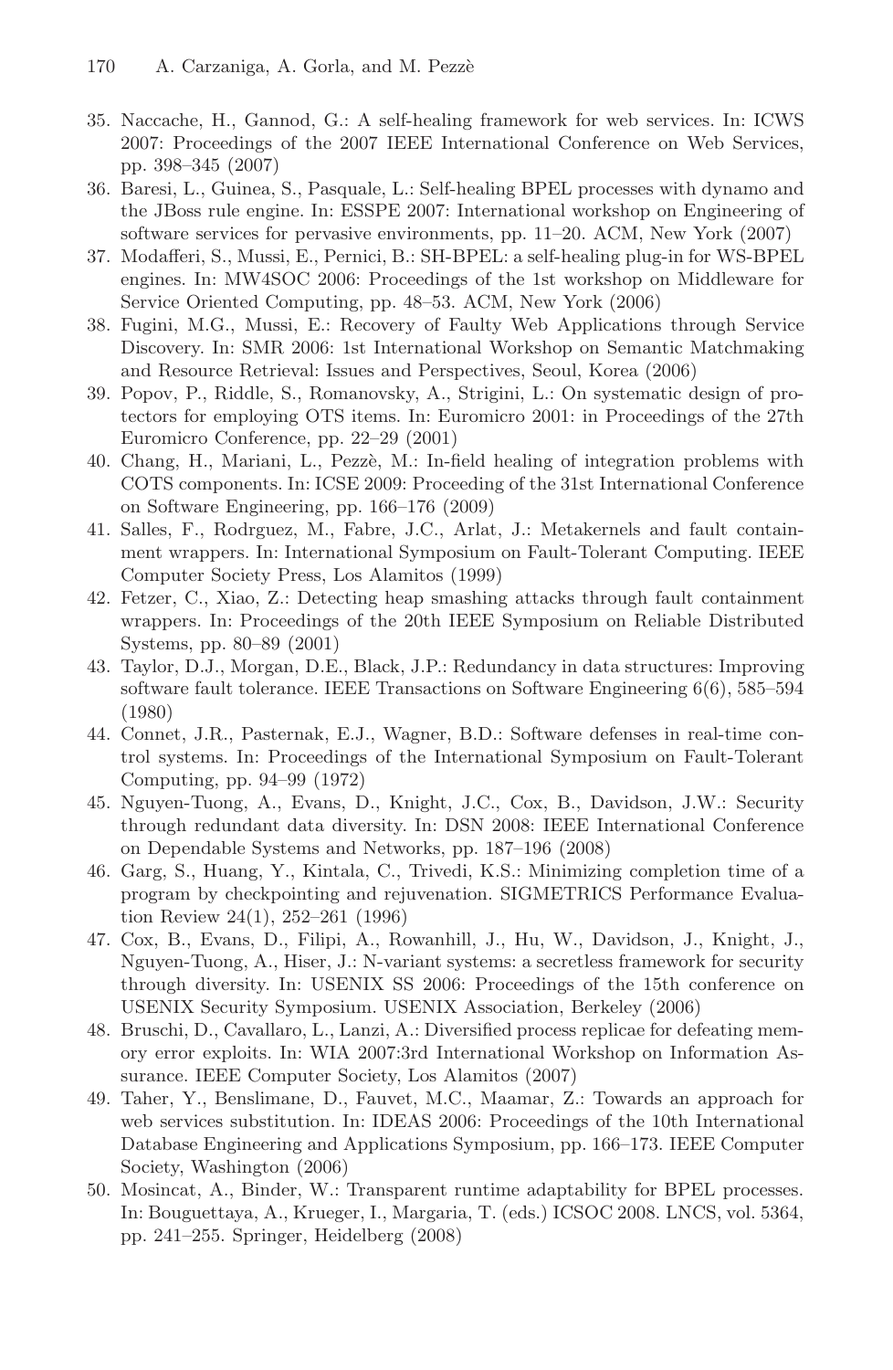35. Naccache, H., Gannod, G.: A self-healing framework for web services. In: ICWS 2007: Proceedings of the 2007 IEEE International Conference on Web Services, pp. 398–345 (2007)
36. Baresi, L., Guinea, S., Pasquale, L.: Self-healing BPEL processes with dynamo and the JBoss rule engine. In: ESSPE 2007: International workshop on Engineering of software services for pervasive environments, pp. 11–20. ACM, New York (2007)
37. Modafferi, S., Mussi, E., Pernici, B.: SH-BPEL: a self-healing plug-in for WS-BPEL engines. In: MW4SOC 2006: Proceedings of the 1st workshop on Middleware for Service Oriented Computing, pp. 48–53. ACM, New York (2006)
38. Fugini, M.G., Mussi, E.: Recovery of Faulty Web Applications through Service Discovery. In: SMR 2006: 1st International Workshop on Semantic Matchmaking and Resource Retrieval: Issues and Perspectives, Seoul, Korea (2006)
39. Popov, P., Riddle, S., Romanovsky, A., Strigini, L.: On systematic design of protectors for employing OTS items. In: Euromicro 2001: in Proceedings of the 27th Euromicro Conference, pp. 22–29 (2001)
40. Chang, H., Mariani, L., Pezzè, M.: In-field healing of integration problems with COTS components. In: ICSE 2009: Proceeding of the 31st International Conference on Software Engineering, pp. 166–176 (2009)
41. Salles, F., Rodrguez, M., Fabre, J.C., Arlat, J.: Metakernels and fault containment wrappers. In: International Symposium on Fault-Tolerant Computing. IEEE Computer Society Press, Los Alamitos (1999)
42. Fetzer, C., Xiao, Z.: Detecting heap smashing attacks through fault containment wrappers. In: Proceedings of the 20th IEEE Symposium on Reliable Distributed Systems, pp. 80–89 (2001)
43. Taylor, D.J., Morgan, D.E., Black, J.P.: Redundancy in data structures: Improving software fault tolerance. IEEE Transactions on Software Engineering 6(6), 585–594 (1980)
44. Connet, J.R., Pasternak, E.J., Wagner, B.D.: Software defenses in real-time control systems. In: Proceedings of the International Symposium on Fault-Tolerant Computing, pp. 94–99 (1972)
45. Nguyen-Tuong, A., Evans, D., Knight, J.C., Cox, B., Davidson, J.W.: Security through redundant data diversity. In: DSN 2008: IEEE International Conference on Dependable Systems and Networks, pp. 187–196 (2008)
46. Garg, S., Huang, Y., Kintala, C., Trivedi, K.S.: Minimizing completion time of a program by checkpointing and rejuvenation. SIGMETRICS Performance Evaluation Review 24(1), 252–261 (1996)
47. Cox, B., Evans, D., Filipi, A., Rowanhill, J., Hu, W., Davidson, J., Knight, J., Nguyen-Tuong, A., Hiser, J.: N-variant systems: a secretless framework for security through diversity. In: USENIX SS 2006: Proceedings of the 15th conference on USENIX Security Symposium. USENIX Association, Berkeley (2006)
48. Bruschi, D., Cavallaro, L., Lanzi, A.: Diversified process replicae for defeating memory error exploits. In: WIA 2007:3rd International Workshop on Information Assurance. IEEE Computer Society, Los Alamitos (2007)
49. Taher, Y., Benslimane, D., Fauvet, M.C., Maamar, Z.: Towards an approach for web services substitution. In: IDEAS 2006: Proceedings of the 10th International Database Engineering and Applications Symposium, pp. 166–173. IEEE Computer Society, Washington (2006)
50. Mosincat, A., Binder, W.: Transparent runtime adaptability for BPEL processes. In: Bouguettaya, A., Krueger, I., Margaria, T. (eds.) ICSOC 2008. LNCS, vol. 5364, pp. 241–255. Springer, Heidelberg (2008)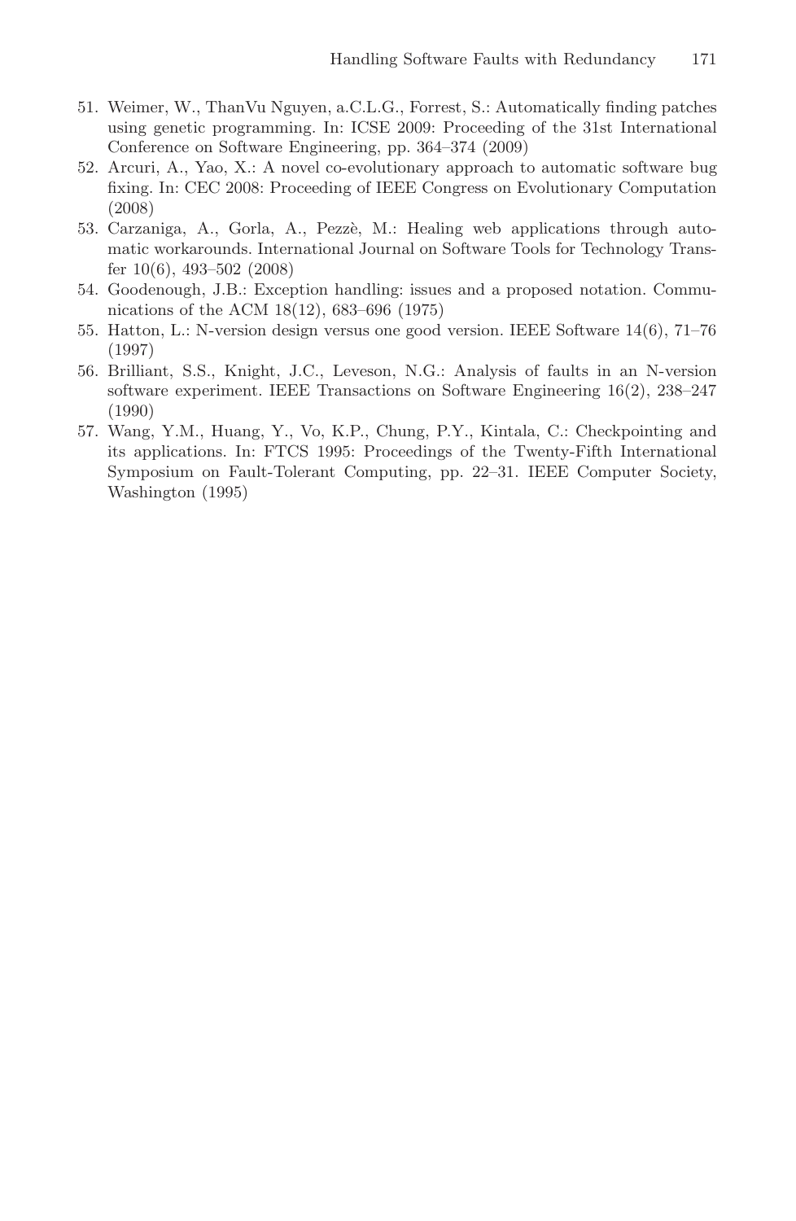51. Weimer, W., ThanVu Nguyen, a.C.L.G., Forrest, S.: Automatically finding patches using genetic programming. In: ICSE 2009: Proceeding of the 31st International Conference on Software Engineering, pp. 364–374 (2009)
52. Arcuri, A., Yao, X.: A novel co-evolutionary approach to automatic software bug fixing. In: CEC 2008: Proceeding of IEEE Congress on Evolutionary Computation (2008)
53. Carzaniga, A., Gorla, A., Pezzè, M.: Healing web applications through automatic workarounds. International Journal on Software Tools for Technology Transfer 10(6), 493–502 (2008)
54. Goodenough, J.B.: Exception handling: issues and a proposed notation. Communications of the ACM 18(12), 683–696 (1975)
55. Hatton, L.: N-version design versus one good version. IEEE Software 14(6), 71–76 (1997)
56. Brilliant, S.S., Knight, J.C., Leveson, N.G.: Analysis of faults in an N-version software experiment. IEEE Transactions on Software Engineering 16(2), 238–247 (1990)
57. Wang, Y.M., Huang, Y., Vo, K.P., Chung, P.Y., Kintala, C.: Checkpointing and its applications. In: FTCS 1995: Proceedings of the Twenty-Fifth International Symposium on Fault-Tolerant Computing, pp. 22–31. IEEE Computer Society, Washington (1995)